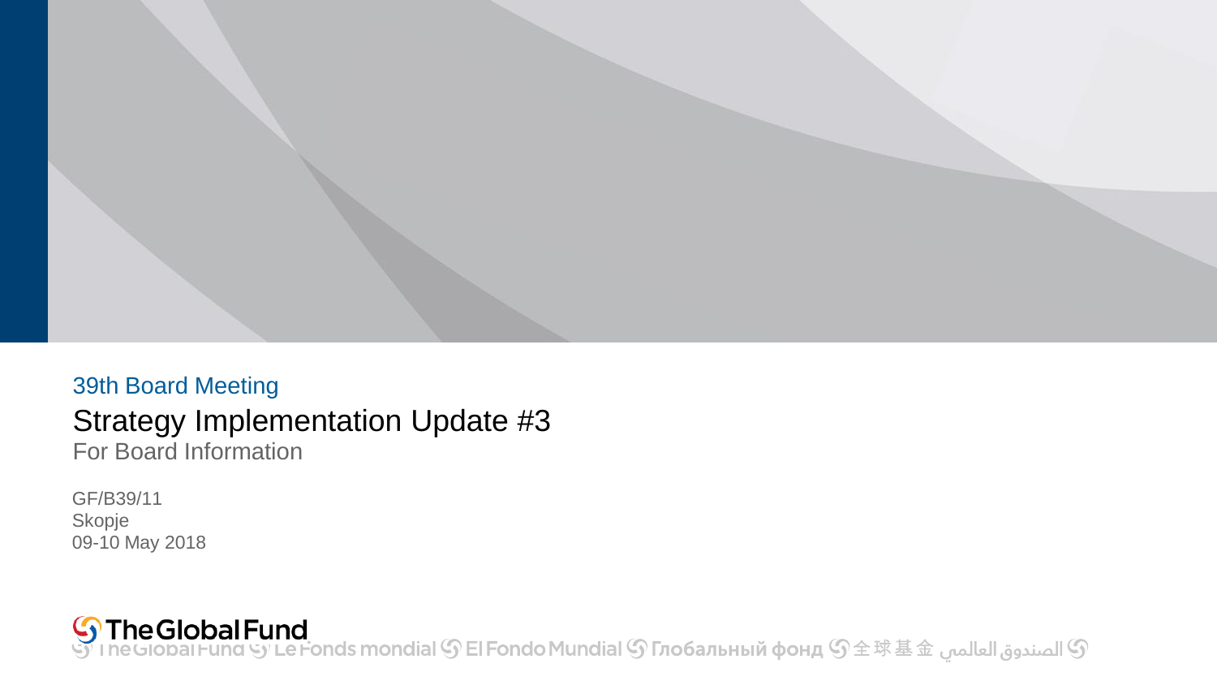39th Board Meeting

# Strategy Implementation Update #3

For Board Information

GF/B39/11
Skopje
09-10 May 2018

The Global Fund
The Global Fund Le Fonds mondial El Fondo Mundial Глобальный фонд 全球基金 الصندوق العالمي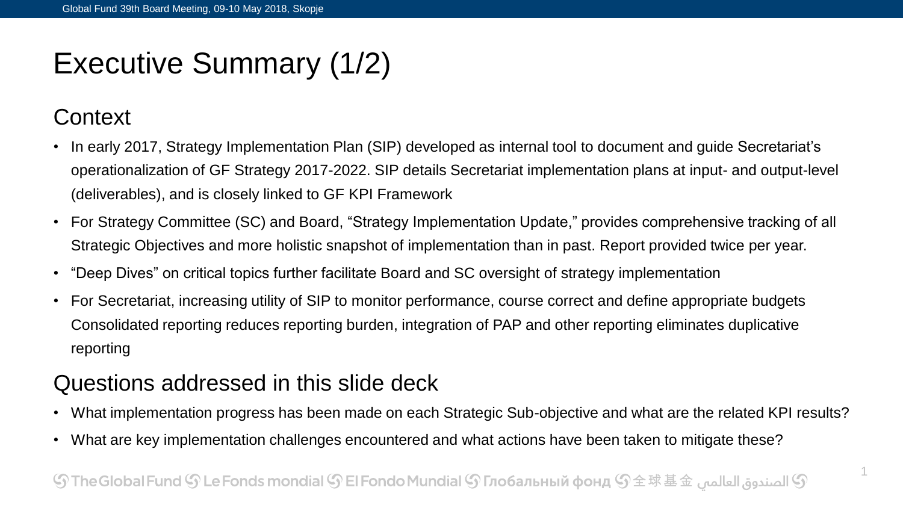# Executive Summary (1/2)

## Context

- In early 2017, Strategy Implementation Plan (SIP) developed as internal tool to document and guide Secretariat's operationalization of GF Strategy 2017-2022. SIP details Secretariat implementation plans at input- and output-level (deliverables), and is closely linked to GF KPI Framework
- For Strategy Committee (SC) and Board, "Strategy Implementation Update," provides comprehensive tracking of all Strategic Objectives and more holistic snapshot of implementation than in past. Report provided twice per year.
- "Deep Dives" on critical topics further facilitate Board and SC oversight of strategy implementation
- For Secretariat, increasing utility of SIP to monitor performance, course correct and define appropriate budgets Consolidated reporting reduces reporting burden, integration of PAP and other reporting eliminates duplicative reporting

## Questions addressed in this slide deck

- What implementation progress has been made on each Strategic Sub-objective and what are the related KPI results?
- What are key implementation challenges encountered and what actions have been taken to mitigate these?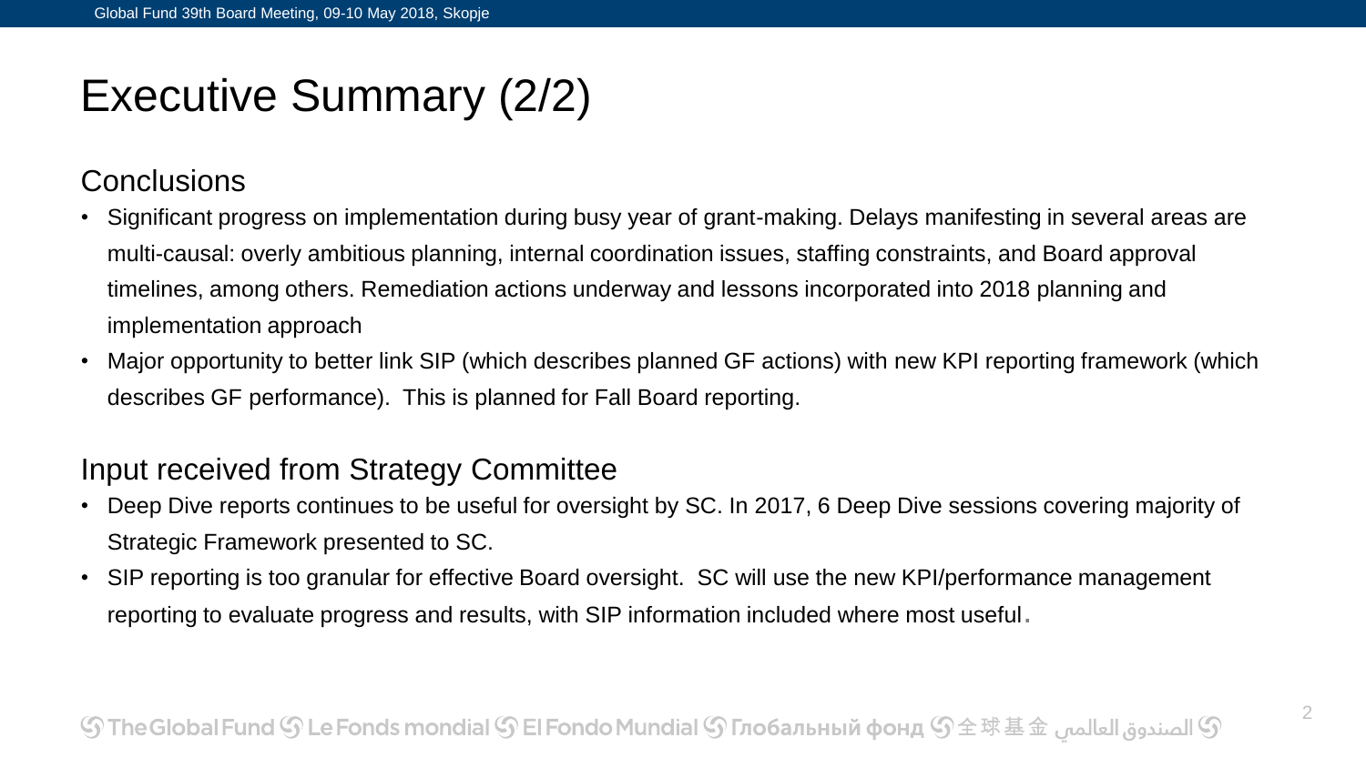# Executive Summary (2/2)

## Conclusions

- Significant progress on implementation during busy year of grant-making. Delays manifesting in several areas are multi-causal: overly ambitious planning, internal coordination issues, staffing constraints, and Board approval timelines, among others. Remediation actions underway and lessons incorporated into 2018 planning and implementation approach
- Major opportunity to better link SIP (which describes planned GF actions) with new KPI reporting framework (which describes GF performance). This is planned for Fall Board reporting.

## Input received from Strategy Committee

- Deep Dive reports continues to be useful for oversight by SC. In 2017, 6 Deep Dive sessions covering majority of Strategic Framework presented to SC.
- SIP reporting is too granular for effective Board oversight. SC will use the new KPI/performance management reporting to evaluate progress and results, with SIP information included where most useful.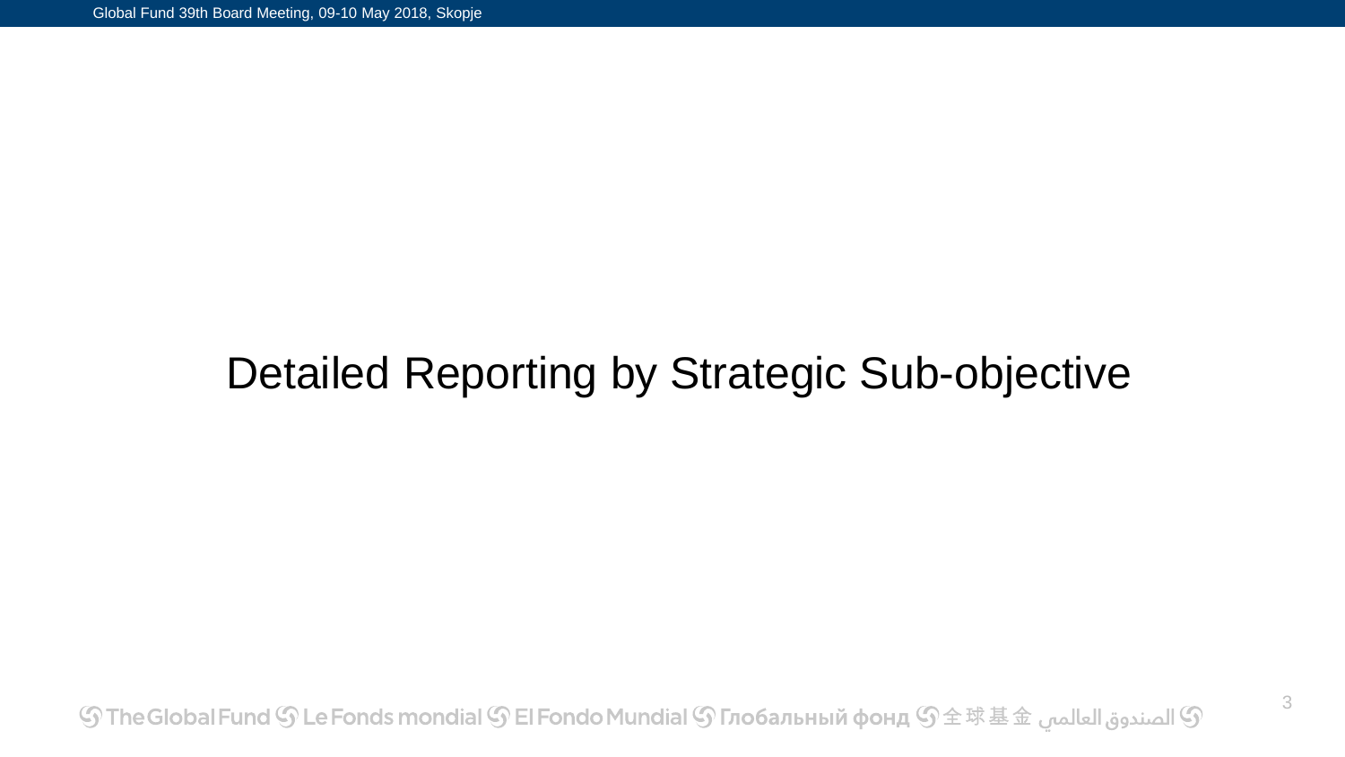# Detailed Reporting by Strategic Sub-objective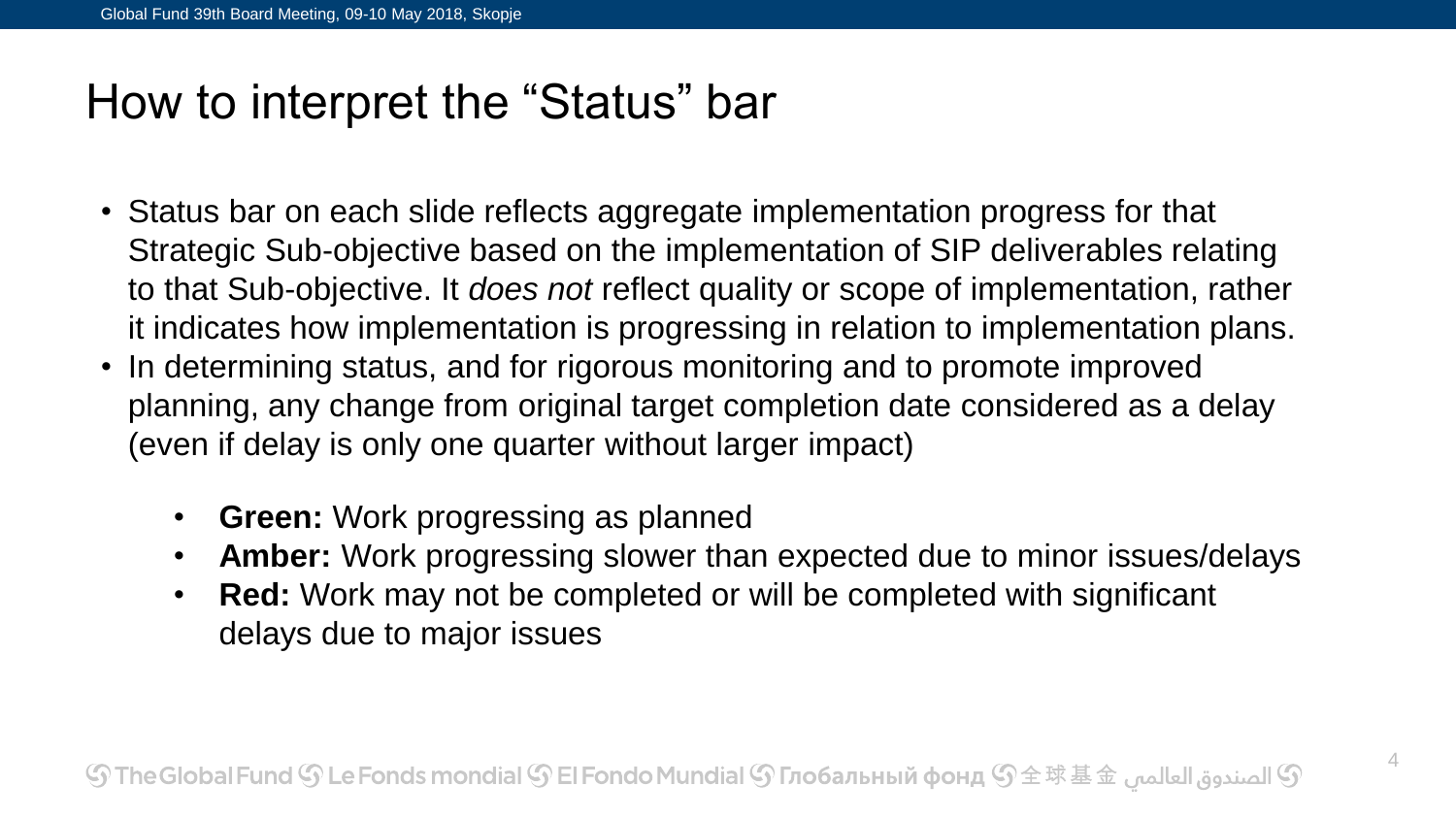# How to interpret the "Status" bar

- Status bar on each slide reflects aggregate implementation progress for that Strategic Sub-objective based on the implementation of SIP deliverables relating to that Sub-objective. It *does not* reflect quality or scope of implementation, rather it indicates how implementation is progressing in relation to implementation plans.
- In determining status, and for rigorous monitoring and to promote improved planning, any change from original target completion date considered as a delay (even if delay is only one quarter without larger impact)

  - **Green:** Work progressing as planned
  - **Amber:** Work progressing slower than expected due to minor issues/delays
  - **Red:** Work may not be completed or will be completed with significant delays due to major issues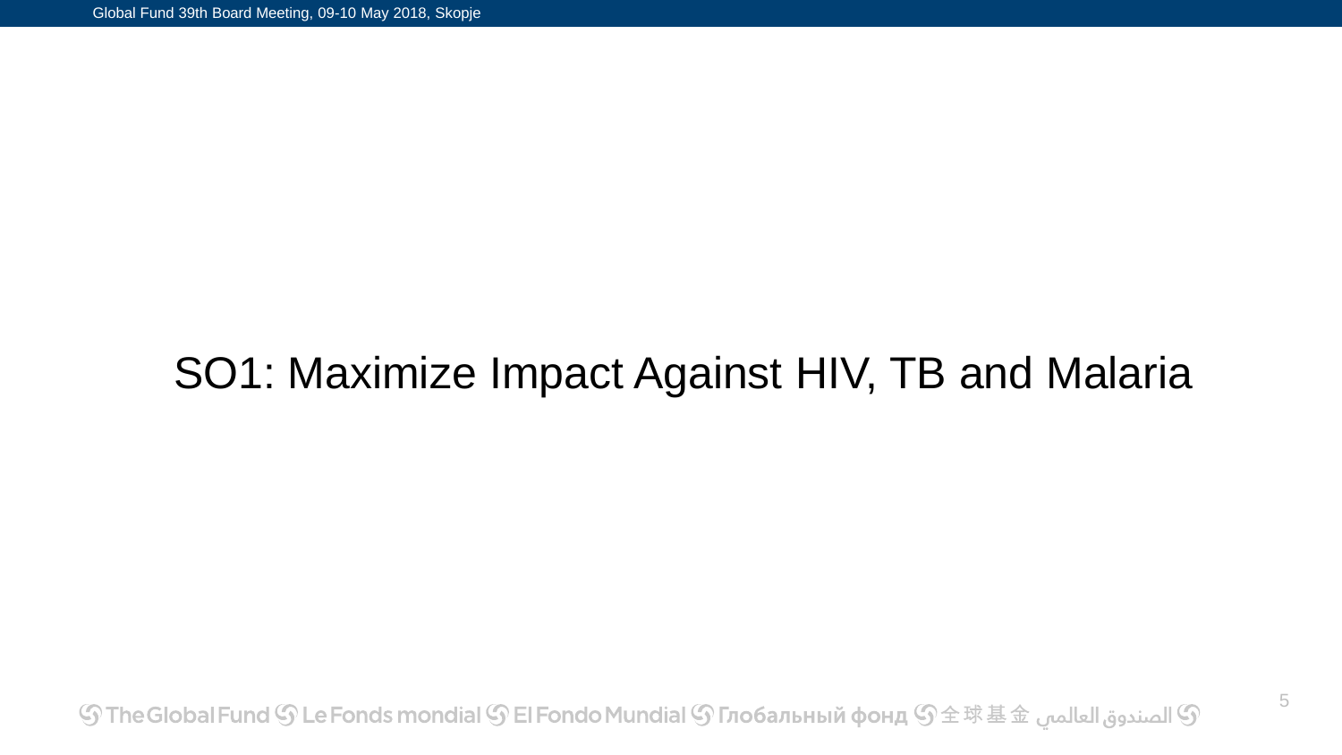# SO1: Maximize Impact Against HIV, TB and Malaria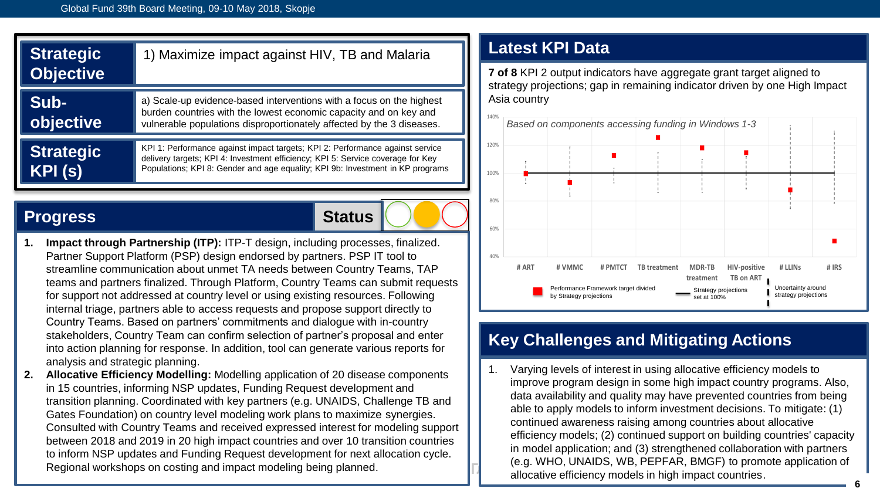| Strategic Objective | 1) Maximize impact against HIV, TB and Malaria |
| --- | --- |
| Sub-objective | a) Scale-up evidence-based interventions with a focus on the highest burden countries with the lowest economic capacity and on key and vulnerable populations disproportionately affected by the 3 diseases. |
| Strategic KPI (s) | KPI 1: Performance against impact targets; KPI 2: Performance against service delivery targets; KPI 4: Investment efficiency; KPI 5: Service coverage for Key Populations; KPI 8: Gender and age equality; KPI 9b: Investment in KP programs |

## Progress

**Status**

1. **Impact through Partnership (ITP):** ITP-T design, including processes, finalized. Partner Support Platform (PSP) design endorsed by partners. PSP IT tool to streamline communication about unmet TA needs between Country Teams, TAP teams and partners finalized. Through Platform, Country Teams can submit requests for support not addressed at country level or using existing resources. Following internal triage, partners able to access requests and propose support directly to Country Teams. Based on partners' commitments and dialogue with in-country stakeholders, Country Team can confirm selection of partner's proposal and enter into action planning for response. In addition, tool can generate various reports for analysis and strategic planning.
2. **Allocative Efficiency Modelling:** Modelling application of 20 disease components in 15 countries, informing NSP updates, Funding Request development and transition planning. Coordinated with key partners (e.g. UNAIDS, Challenge TB and Gates Foundation) on country level modeling work plans to maximize synergies. Consulted with Country Teams and received expressed interest for modeling support between 2018 and 2019 in 20 high impact countries and over 10 transition countries to inform NSP updates and Funding Request development for next allocation cycle. Regional workshops on costing and impact modeling being planned.

## Latest KPI Data

**7 of 8** KPI 2 output indicators have aggregate grant target aligned to strategy projections; gap in remaining indicator driven by one High Impact Asia country

*Based on components accessing funding in Windows 1-3*

Categories: # ART, # VMMC, # PMTCT, TB treatment, MDR-TB treatment, HIV-positive TB on ART, # LLINs, # IRS

Legend: Performance Framework target divided by Strategy projections; Strategy projections set at 100%; Uncertainty around strategy projections

## Key Challenges and Mitigating Actions

1. Varying levels of interest in using allocative efficiency models to improve program design in some high impact country programs. Also, data availability and quality may have prevented countries from being able to apply models to inform investment decisions. To mitigate: (1) continued awareness raising among countries about allocative efficiency models; (2) continued support on building countries' capacity in model application; and (3) strengthened collaboration with partners (e.g. WHO, UNAIDS, WB, PEPFAR, BMGF) to promote application of allocative efficiency models in high impact countries.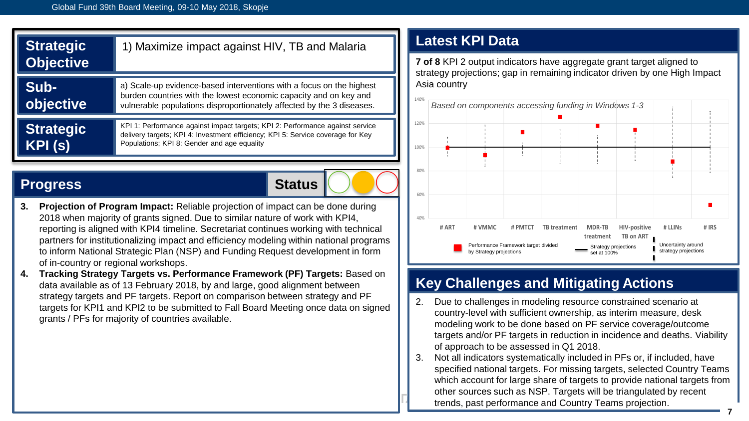| Strategic Objective | 1) Maximize impact against HIV, TB and Malaria |
|---|---|
| Sub-objective | a) Scale-up evidence-based interventions with a focus on the highest burden countries with the lowest economic capacity and on key and vulnerable populations disproportionately affected by the 3 diseases. |
| Strategic KPI (s) | KPI 1: Performance against impact targets; KPI 2: Performance against service delivery targets; KPI 4: Investment efficiency; KPI 5: Service coverage for Key Populations; KPI 8: Gender and age equality |

## Progress

**Status**

3. **Projection of Program Impact:** Reliable projection of impact can be done during 2018 when majority of grants signed. Due to similar nature of work with KPI4, reporting is aligned with KPI4 timeline. Secretariat continues working with technical partners for institutionalizing impact and efficiency modeling within national programs to inform National Strategic Plan (NSP) and Funding Request development in form of in-country or regional workshops.
4. **Tracking Strategy Targets vs. Performance Framework (PF) Targets:** Based on data available as of 13 February 2018, by and large, good alignment between strategy targets and PF targets. Report on comparison between strategy and PF targets for KPI1 and KPI2 to be submitted to Fall Board Meeting once data on signed grants / PFs for majority of countries available.

## Latest KPI Data

**7 of 8** KPI 2 output indicators have aggregate grant target aligned to strategy projections; gap in remaining indicator driven by one High Impact Asia country

*Based on components accessing funding in Windows 1-3*

Chart categories: # ART, # VMMC, # PMTCT, TB treatment, MDR-TB treatment, HIV-positive TB on ART, # LLINs, # IRS (y-axis 40%–140%)

Legend: Performance Framework target divided by Strategy projections; Strategy projections set at 100%; Uncertainty around strategy projections

## Key Challenges and Mitigating Actions

2. Due to challenges in modeling resource constrained scenario at country-level with sufficient ownership, as interim measure, desk modeling work to be done based on PF service coverage/outcome targets and/or PF targets in reduction in incidence and deaths. Viability of approach to be assessed in Q1 2018.
3. Not all indicators systematically included in PFs or, if included, have specified national targets. For missing targets, selected Country Teams which account for large share of targets to provide national targets from other sources such as NSP. Targets will be triangulated by recent trends, past performance and Country Teams projection.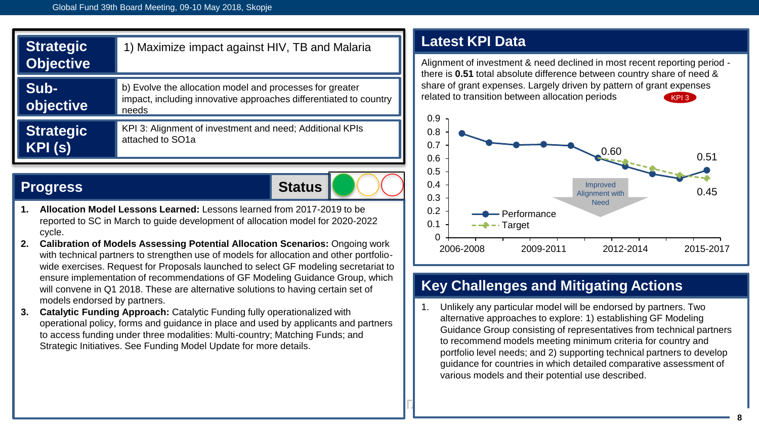| Strategic Objective | 1) Maximize impact against HIV, TB and Malaria |
| --- | --- |
| Sub-objective | b) Evolve the allocation model and processes for greater impact, including innovative approaches differentiated to country needs |
| Strategic KPI (s) | KPI 3: Alignment of investment and need; Additional KPIs attached to SO1a |

## Progress

**Status**

1. **Allocation Model Lessons Learned:** Lessons learned from 2017-2019 to be reported to SC in March to guide development of allocation model for 2020-2022 cycle.
2. **Calibration of Models Assessing Potential Allocation Scenarios:** Ongoing work with technical partners to strengthen use of models for allocation and other portfolio-wide exercises. Request for Proposals launched to select GF modeling secretariat to ensure implementation of recommendations of GF Modeling Guidance Group, which will convene in Q1 2018. These are alternative solutions to having certain set of models endorsed by partners.
3. **Catalytic Funding Approach:** Catalytic Funding fully operationalized with operational policy, forms and guidance in place and used by applicants and partners to access funding under three modalities: Multi-country; Matching Funds; and Strategic Initiatives. See Funding Model Update for more details.

## Latest KPI Data

Alignment of investment & need declined in most recent reporting period - there is **0.51** total absolute difference between country share of need & share of grant expenses. Largely driven by pattern of grant expenses related to transition between allocation periods

KPI 3

Chart: Performance and Target (y-axis 0 to 0.9; x-axis 2006-2008, 2009-2011, 2012-2014, 2015-2017). Labels: 0.60, 0.51, 0.45. Arrow: Improved Alignment with Need.

## Key Challenges and Mitigating Actions

1. Unlikely any particular model will be endorsed by partners. Two alternative approaches to explore: 1) establishing GF Modeling Guidance Group consisting of representatives from technical partners to recommend models meeting minimum criteria for country and portfolio level needs; and 2) supporting technical partners to develop guidance for countries in which detailed comparative assessment of various models and their potential use described.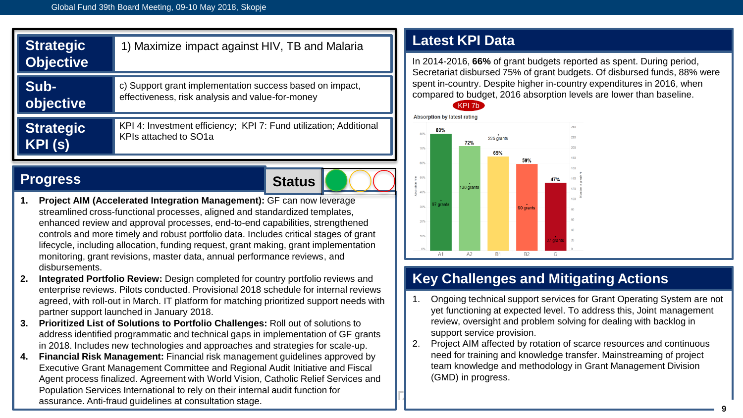| Strategic Objective | 1) Maximize impact against HIV, TB and Malaria |
|---|---|
| Sub-objective | c) Support grant implementation success based on impact, effectiveness, risk analysis and value-for-money |
| Strategic KPI (s) | KPI 4: Investment efficiency; KPI 7: Fund utilization; Additional KPIs attached to SO1a |

## Progress

**Status**

1. **Project AIM (Accelerated Integration Management):** GF can now leverage streamlined cross-functional processes, aligned and standardized templates, enhanced review and approval processes, end-to-end capabilities, strengthened controls and more timely and robust portfolio data. Includes critical stages of grant lifecycle, including allocation, funding request, grant making, grant implementation monitoring, grant revisions, master data, annual performance reviews, and disbursements.
2. **Integrated Portfolio Review:** Design completed for country portfolio reviews and enterprise reviews. Pilots conducted. Provisional 2018 schedule for internal reviews agreed, with roll-out in March. IT platform for matching prioritized support needs with partner support launched in January 2018.
3. **Prioritized List of Solutions to Portfolio Challenges:** Roll out of solutions to address identified programmatic and technical gaps in implementation of GF grants in 2018. Includes new technologies and approaches and strategies for scale-up.
4. **Financial Risk Management:** Financial risk management guidelines approved by Executive Grant Management Committee and Regional Audit Initiative and Fiscal Agent process finalized. Agreement with World Vision, Catholic Relief Services and Population Services International to rely on their internal audit function for assurance. Anti-fraud guidelines at consultation stage.

## Latest KPI Data

In 2014-2016, **66%** of grant budgets reported as spent. During period, Secretariat disbursed 75% of grant budgets. Of disbursed funds, 88% were spent in-country. Despite higher in-country expenditures in 2016, when compared to budget, 2016 absorption levels are lower than baseline.

KPI 7b

Absorption by latest rating

| Rating | Absorption rate | Number of grants |
|---|---|---|
| A1 | 80% | 97 grants |
| A2 | 72% | 130 grants |
| B1 | 65% | 225 grants |
| B2 | 59% | 90 grants |
| C | 47% | 27 grants |

## Key Challenges and Mitigating Actions

1. Ongoing technical support services for Grant Operating System are not yet functioning at expected level. To address this, Joint management review, oversight and problem solving for dealing with backlog in support service provision.
2. Project AIM affected by rotation of scarce resources and continuous need for training and knowledge transfer. Mainstreaming of project team knowledge and methodology in Grant Management Division (GMD) in progress.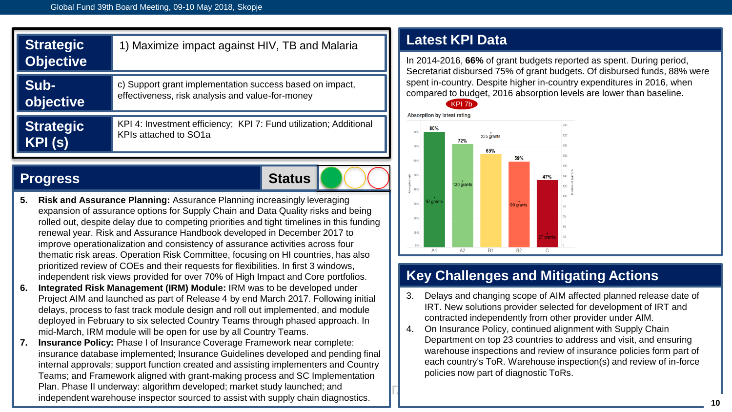| Strategic Objective | 1) Maximize impact against HIV, TB and Malaria |
| --- | --- |
| Sub-objective | c) Support grant implementation success based on impact, effectiveness, risk analysis and value-for-money |
| Strategic KPI (s) | KPI 4: Investment efficiency; KPI 7: Fund utilization; Additional KPIs attached to SO1a |

## Progress

**Status**

5. **Risk and Assurance Planning:** Assurance Planning increasingly leveraging expansion of assurance options for Supply Chain and Data Quality risks and being rolled out, despite delay due to competing priorities and tight timelines in this funding renewal year. Risk and Assurance Handbook developed in December 2017 to improve operationalization and consistency of assurance activities across four thematic risk areas. Operation Risk Committee, focusing on HI countries, has also prioritized review of COEs and their requests for flexibilities. In first 3 windows, independent risk views provided for over 70% of High Impact and Core portfolios.
6. **Integrated Risk Management (IRM) Module:** IRM was to be developed under Project AIM and launched as part of Release 4 by end March 2017. Following initial delays, process to fast track module design and roll out implemented, and module deployed in February to six selected Country Teams through phased approach. In mid-March, IRM module will be open for use by all Country Teams.
7. **Insurance Policy:** Phase I of Insurance Coverage Framework near complete: insurance database implemented; Insurance Guidelines developed and pending final internal approvals; support function created and assisting implementers and Country Teams; and Framework aligned with grant-making process and SC Implementation Plan. Phase II underway: algorithm developed; market study launched; and independent warehouse inspector sourced to assist with supply chain diagnostics.

## Latest KPI Data

In 2014-2016, **66%** of grant budgets reported as spent. During period, Secretariat disbursed 75% of grant budgets. Of disbursed funds, 88% were spent in-country. Despite higher in-country expenditures in 2016, when compared to budget, 2016 absorption levels are lower than baseline.

KPI 7b

Absorption by latest rating

| Rating | Absorption rate | Number of grants |
| --- | --- | --- |
| A1 | 80% | 97 grants |
| A2 | 72% | 130 grants |
| B1 | 65% | 225 grants |
| B2 | 59% | 90 grants |
| C | 47% | 27 grants |

## Key Challenges and Mitigating Actions

3. Delays and changing scope of AIM affected planned release date of IRT. New solutions provider selected for development of IRT and contracted independently from other provider under AIM.
4. On Insurance Policy, continued alignment with Supply Chain Department on top 23 countries to address and visit, and ensuring warehouse inspections and review of insurance policies form part of each country's ToR. Warehouse inspection(s) and review of in-force policies now part of diagnostic ToRs.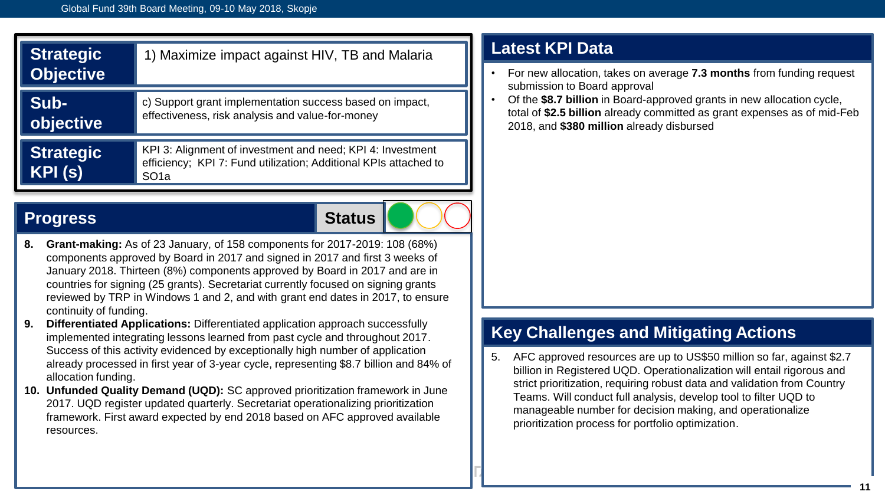| Strategic Objective | 1) Maximize impact against HIV, TB and Malaria |
|---|---|
| Sub-objective | c) Support grant implementation success based on impact, effectiveness, risk analysis and value-for-money |
| Strategic KPI (s) | KPI 3: Alignment of investment and need; KPI 4: Investment efficiency; KPI 7: Fund utilization; Additional KPIs attached to SO1a |

## Progress

**Status**

8. **Grant-making:** As of 23 January, of 158 components for 2017-2019: 108 (68%) components approved by Board in 2017 and signed in 2017 and first 3 weeks of January 2018. Thirteen (8%) components approved by Board in 2017 and are in countries for signing (25 grants). Secretariat currently focused on signing grants reviewed by TRP in Windows 1 and 2, and with grant end dates in 2017, to ensure continuity of funding.
9. **Differentiated Applications:** Differentiated application approach successfully implemented integrating lessons learned from past cycle and throughout 2017. Success of this activity evidenced by exceptionally high number of application already processed in first year of 3-year cycle, representing $8.7 billion and 84% of allocation funding.
10. **Unfunded Quality Demand (UQD):** SC approved prioritization framework in June 2017. UQD register updated quarterly. Secretariat operationalizing prioritization framework. First award expected by end 2018 based on AFC approved available resources.

## Latest KPI Data

- For new allocation, takes on average **7.3 months** from funding request submission to Board approval
- Of the **$8.7 billion** in Board-approved grants in new allocation cycle, total of **$2.5 billion** already committed as grant expenses as of mid-Feb 2018, and **$380 million** already disbursed

## Key Challenges and Mitigating Actions

5. AFC approved resources are up to US$50 million so far, against $2.7 billion in Registered UQD. Operationalization will entail rigorous and strict prioritization, requiring robust data and validation from Country Teams. Will conduct full analysis, develop tool to filter UQD to manageable number for decision making, and operationalize prioritization process for portfolio optimization.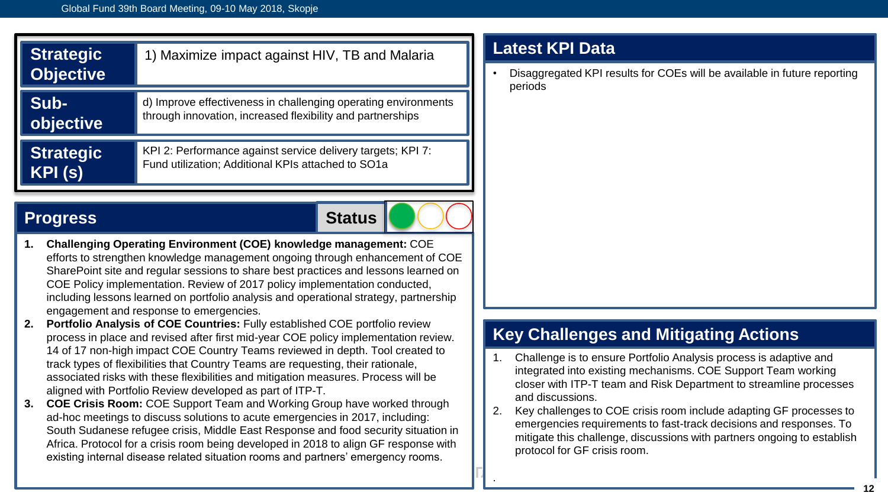| Strategic Objective | 1) Maximize impact against HIV, TB and Malaria |
|---|---|
| Sub-objective | d) Improve effectiveness in challenging operating environments through innovation, increased flexibility and partnerships |
| Strategic KPI (s) | KPI 2: Performance against service delivery targets; KPI 7: Fund utilization; Additional KPIs attached to SO1a |

## Progress

**Status**

1. **Challenging Operating Environment (COE) knowledge management:** COE efforts to strengthen knowledge management ongoing through enhancement of COE SharePoint site and regular sessions to share best practices and lessons learned on COE Policy implementation. Review of 2017 policy implementation conducted, including lessons learned on portfolio analysis and operational strategy, partnership engagement and response to emergencies.
2. **Portfolio Analysis of COE Countries:** Fully established COE portfolio review process in place and revised after first mid-year COE policy implementation review. 14 of 17 non-high impact COE Country Teams reviewed in depth. Tool created to track types of flexibilities that Country Teams are requesting, their rationale, associated risks with these flexibilities and mitigation measures. Process will be aligned with Portfolio Review developed as part of ITP-T.
3. **COE Crisis Room:** COE Support Team and Working Group have worked through ad-hoc meetings to discuss solutions to acute emergencies in 2017, including: South Sudanese refugee crisis, Middle East Response and food security situation in Africa. Protocol for a crisis room being developed in 2018 to align GF response with existing internal disease related situation rooms and partners' emergency rooms.

## Latest KPI Data

- Disaggregated KPI results for COEs will be available in future reporting periods

## Key Challenges and Mitigating Actions

1. Challenge is to ensure Portfolio Analysis process is adaptive and integrated into existing mechanisms. COE Support Team working closer with ITP-T team and Risk Department to streamline processes and discussions.
2. Key challenges to COE crisis room include adapting GF processes to emergencies requirements to fast-track decisions and responses. To mitigate this challenge, discussions with partners ongoing to establish protocol for GF crisis room.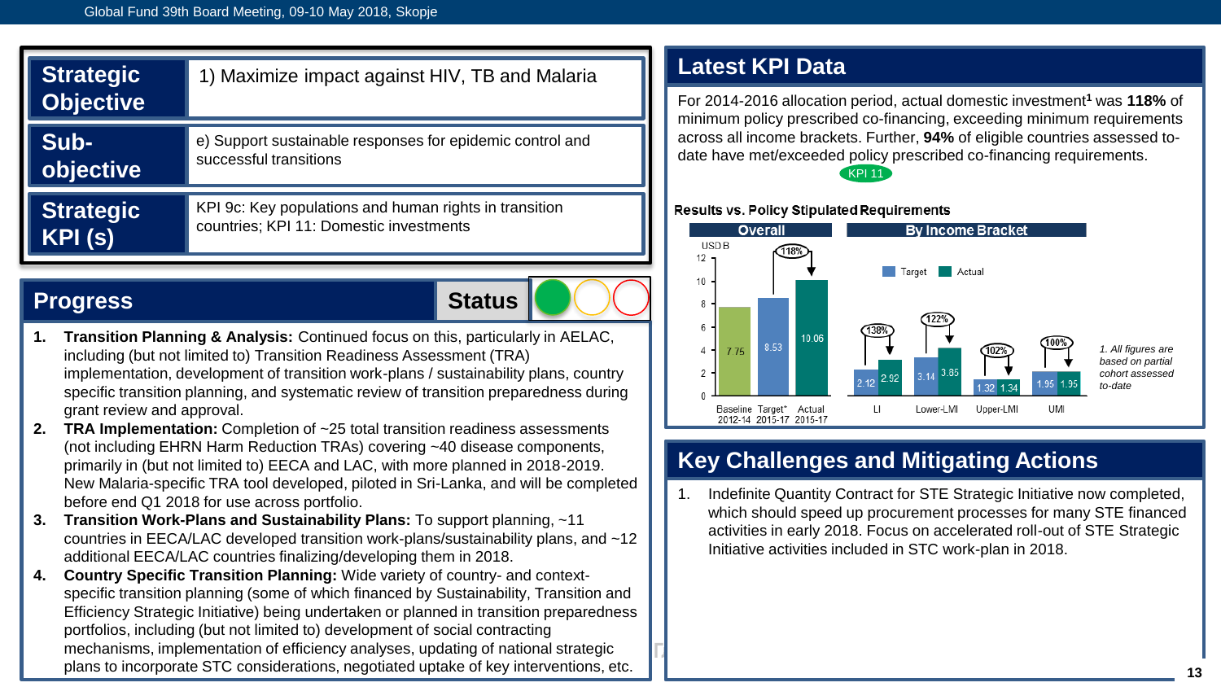| | |
|---|---|
| **Strategic Objective** | 1) Maximize impact against HIV, TB and Malaria |
| **Sub-objective** | e) Support sustainable responses for epidemic control and successful transitions |
| **Strategic KPI (s)** | KPI 9c: Key populations and human rights in transition countries; KPI 11: Domestic investments |

## Progress

**Status**

1. **Transition Planning & Analysis:** Continued focus on this, particularly in AELAC, including (but not limited to) Transition Readiness Assessment (TRA) implementation, development of transition work-plans / sustainability plans, country specific transition planning, and systematic review of transition preparedness during grant review and approval.
2. **TRA Implementation:** Completion of ~25 total transition readiness assessments (not including EHRN Harm Reduction TRAs) covering ~40 disease components, primarily in (but not limited to) EECA and LAC, with more planned in 2018-2019. New Malaria-specific TRA tool developed, piloted in Sri-Lanka, and will be completed before end Q1 2018 for use across portfolio.
3. **Transition Work-Plans and Sustainability Plans:** To support planning, ~11 countries in EECA/LAC developed transition work-plans/sustainability plans, and ~12 additional EECA/LAC countries finalizing/developing them in 2018.
4. **Country Specific Transition Planning:** Wide variety of country- and context-specific transition planning (some of which financed by Sustainability, Transition and Efficiency Strategic Initiative) being undertaken or planned in transition preparedness portfolios, including (but not limited to) development of social contracting mechanisms, implementation of efficiency analyses, updating of national strategic plans to incorporate STC considerations, negotiated uptake of key interventions, etc.

## Latest KPI Data

For 2014-2016 allocation period, actual domestic investment[1] was **118%** of minimum policy prescribed co-financing, exceeding minimum requirements across all income brackets. Further, **94%** of eligible countries assessed to-date have met/exceeded policy prescribed co-financing requirements.

KPI 11

**Results vs. Policy Stipulated Requirements**

**Overall** (USD B)

| | Baseline 2012-14 | Target* 2015-17 | Actual 2015-17 |
|---|---|---|---|
| USD B | 7.75 | 8.53 | 10.06 (118%) |

**By Income Bracket**

| | Target | Actual | Actual vs. Target |
|---|---|---|---|
| LI | 2.12 | 2.92 | 138% |
| Lower-LMI | 3.14 | 3.85 | 122% |
| Upper-LMI | 1.32 | 1.34 | 102% |
| UMI | 1.95 | 1.95 | 100% |

*1. All figures are based on partial cohort assessed to-date*

## Key Challenges and Mitigating Actions

1. Indefinite Quantity Contract for STE Strategic Initiative now completed, which should speed up procurement processes for many STE financed activities in early 2018. Focus on accelerated roll-out of STE Strategic Initiative activities included in STC work-plan in 2018.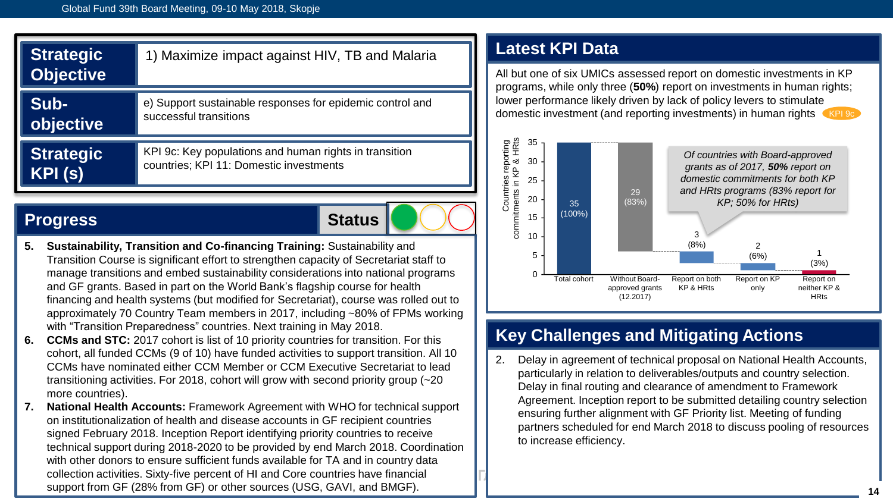| | |
|---|---|
| **Strategic Objective** | 1) Maximize impact against HIV, TB and Malaria |
| **Sub-objective** | e) Support sustainable responses for epidemic control and successful transitions |
| **Strategic KPI (s)** | KPI 9c: Key populations and human rights in transition countries; KPI 11: Domestic investments |

## Progress

**Status**

5. **Sustainability, Transition and Co-financing Training:** Sustainability and Transition Course is significant effort to strengthen capacity of Secretariat staff to manage transitions and embed sustainability considerations into national programs and GF grants. Based in part on the World Bank's flagship course for health financing and health systems (but modified for Secretariat), course was rolled out to approximately 70 Country Team members in 2017, including ~80% of FPMs working with "Transition Preparedness" countries. Next training in May 2018.
6. **CCMs and STC:** 2017 cohort is list of 10 priority countries for transition. For this cohort, all funded CCMs (9 of 10) have funded activities to support transition. All 10 CCMs have nominated either CCM Member or CCM Executive Secretariat to lead transitioning activities. For 2018, cohort will grow with second priority group (~20 more countries).
7. **National Health Accounts:** Framework Agreement with WHO for technical support on institutionalization of health and disease accounts in GF recipient countries signed February 2018. Inception Report identifying priority countries to receive technical support during 2018-2020 to be provided by end March 2018. Coordination with other donors to ensure sufficient funds available for TA and in country data collection activities. Sixty-five percent of HI and Core countries have financial support from GF (28% from GF) or other sources (USG, GAVI, and BMGF).

## Latest KPI Data

All but one of six UMICs assessed report on domestic investments in KP programs, while only three (**50%**) report on investments in human rights; lower performance likely driven by lack of policy levers to stimulate domestic investment (and reporting investments) in human rights KPI 9c

Countries reporting commitments in KP & HRts:

| Category | Countries |
|---|---|
| Total cohort | 35 (100%) |
| Without Board-approved grants (12.2017) | 29 (83%) |
| Report on both KP & HRts | 3 (8%) |
| Report on KP only | 2 (6%) |
| Report on neither KP & HRts | 1 (3%) |

*Of countries with Board-approved grants as of 2017, **50%** report on domestic commitments for both KP and HRts programs (83% report for KP; 50% for HRts)*

## Key Challenges and Mitigating Actions

2. Delay in agreement of technical proposal on National Health Accounts, particularly in relation to deliverables/outputs and country selection. Delay in final routing and clearance of amendment to Framework Agreement. Inception report to be submitted detailing country selection ensuring further alignment with GF Priority list. Meeting of funding partners scheduled for end March 2018 to discuss pooling of resources to increase efficiency.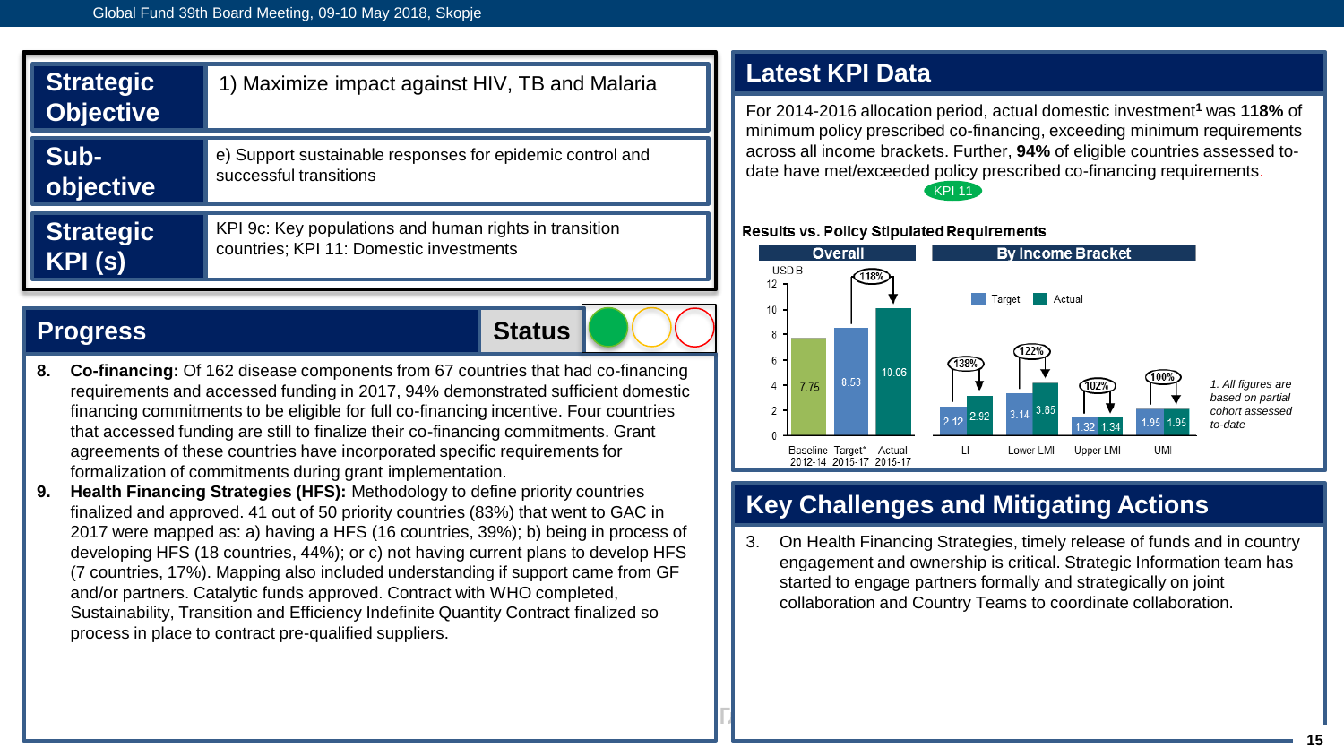| Strategic Objective | 1) Maximize impact against HIV, TB and Malaria |
| --- | --- |
| Sub-objective | e) Support sustainable responses for epidemic control and successful transitions |
| Strategic KPI (s) | KPI 9c: Key populations and human rights in transition countries; KPI 11: Domestic investments |

## Progress

**Status**

8. **Co-financing:** Of 162 disease components from 67 countries that had co-financing requirements and accessed funding in 2017, 94% demonstrated sufficient domestic financing commitments to be eligible for full co-financing incentive. Four countries that accessed funding are still to finalize their co-financing commitments. Grant agreements of these countries have incorporated specific requirements for formalization of commitments during grant implementation.
9. **Health Financing Strategies (HFS):** Methodology to define priority countries finalized and approved. 41 out of 50 priority countries (83%) that went to GAC in 2017 were mapped as: a) having a HFS (16 countries, 39%); b) being in process of developing HFS (18 countries, 44%); or c) not having current plans to develop HFS (7 countries, 17%). Mapping also included understanding if support came from GF and/or partners. Catalytic funds approved. Contract with WHO completed, Sustainability, Transition and Efficiency Indefinite Quantity Contract finalized so process in place to contract pre-qualified suppliers.

## Latest KPI Data

For 2014-2016 allocation period, actual domestic investment[1] was **118%** of minimum policy prescribed co-financing, exceeding minimum requirements across all income brackets. Further, **94%** of eligible countries assessed to-date have met/exceeded policy prescribed co-financing requirements.

KPI 11

**Results vs. Policy Stipulated Requirements**

Overall (USD B)

| | Baseline 2012-14 | Target* 2015-17 | Actual 2015-17 |
| --- | --- | --- | --- |
| USD B | 7.75 | 8.53 | 10.06 |

Actual vs. Target: 118%

By Income Bracket

| | LI | Lower-LMI | Upper-LMI | UMI |
| --- | --- | --- | --- | --- |
| Target | 2.12 | 3.14 | 1.32 | 1.95 |
| Actual | 2.92 | 3.85 | 1.34 | 1.95 |
| Actual vs. Target | 138% | 122% | 102% | 100% |

*1. All figures are based on partial cohort assessed to-date*

## Key Challenges and Mitigating Actions

3. On Health Financing Strategies, timely release of funds and in country engagement and ownership is critical. Strategic Information team has started to engage partners formally and strategically on joint collaboration and Country Teams to coordinate collaboration.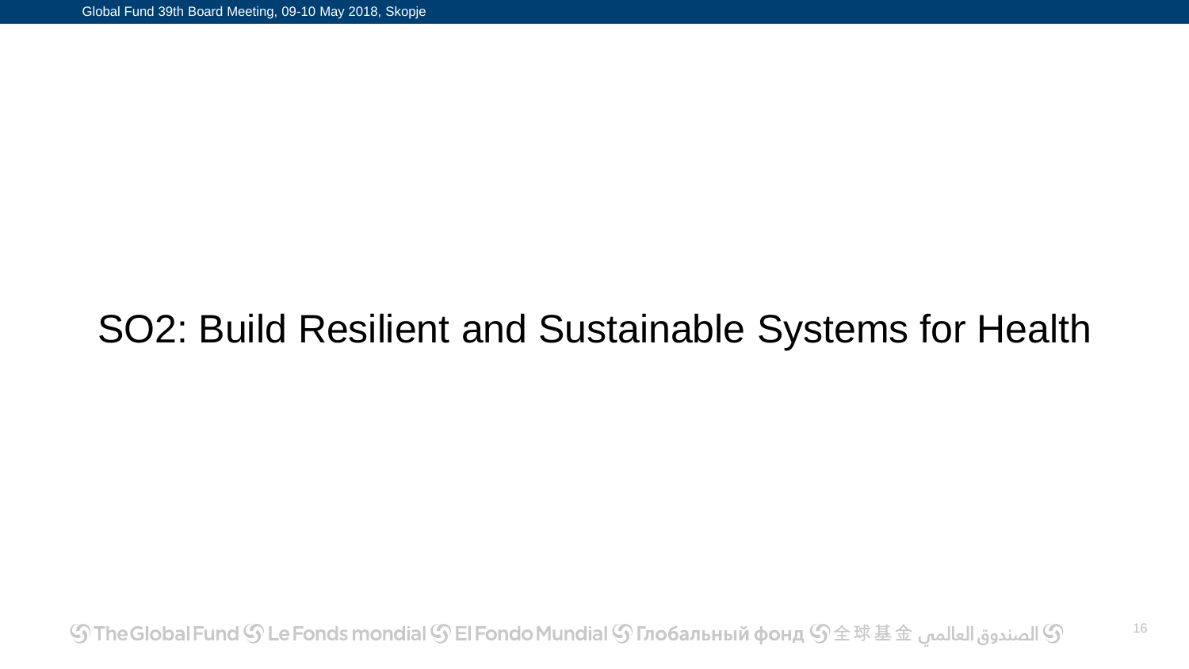# SO2: Build Resilient and Sustainable Systems for Health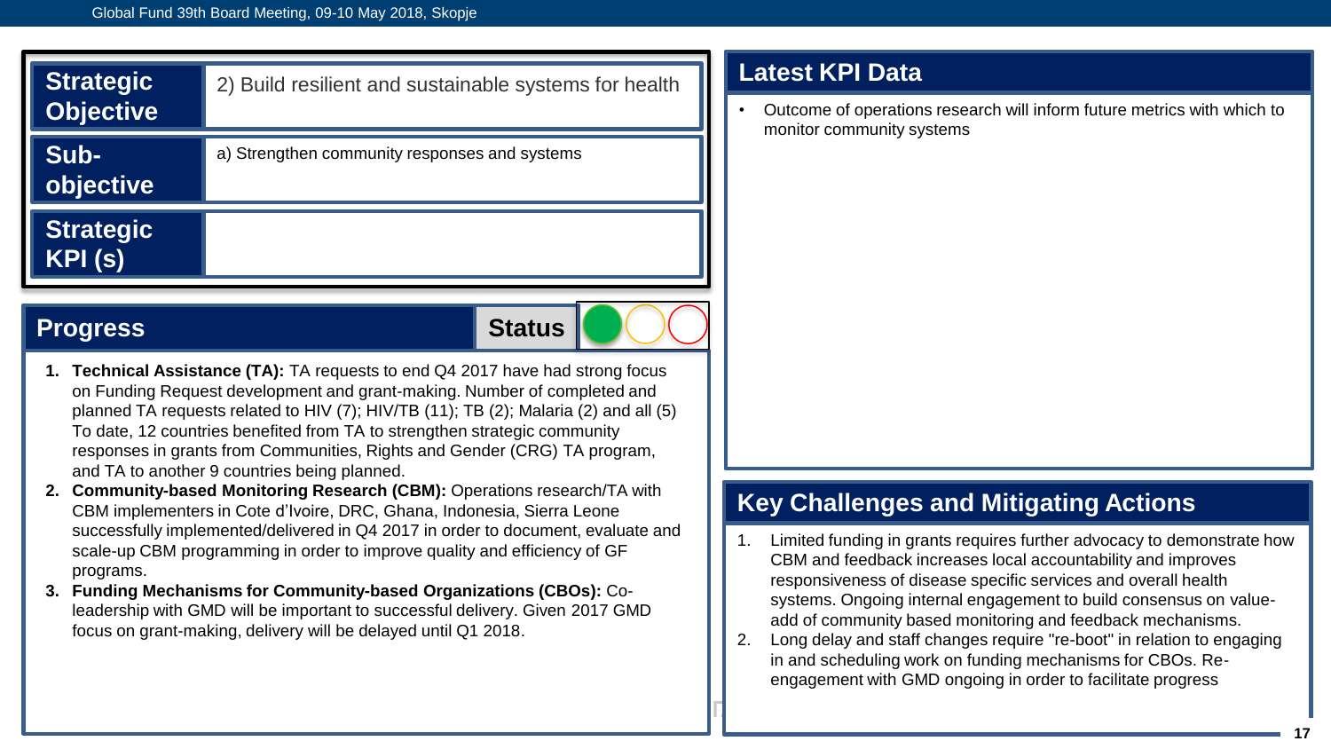| Strategic Objective | 2) Build resilient and sustainable systems for health |
| --- | --- |
| Sub-objective | a) Strengthen community responses and systems |
| Strategic KPI (s) | |

## Progress

**Status**

1. **Technical Assistance (TA):** TA requests to end Q4 2017 have had strong focus on Funding Request development and grant-making. Number of completed and planned TA requests related to HIV (7); HIV/TB (11); TB (2); Malaria (2) and all (5) To date, 12 countries benefited from TA to strengthen strategic community responses in grants from Communities, Rights and Gender (CRG) TA program, and TA to another 9 countries being planned.
2. **Community-based Monitoring Research (CBM):** Operations research/TA with CBM implementers in Cote d'Ivoire, DRC, Ghana, Indonesia, Sierra Leone successfully implemented/delivered in Q4 2017 in order to document, evaluate and scale-up CBM programming in order to improve quality and efficiency of GF programs.
3. **Funding Mechanisms for Community-based Organizations (CBOs):** Co-leadership with GMD will be important to successful delivery. Given 2017 GMD focus on grant-making, delivery will be delayed until Q1 2018.

## Latest KPI Data

- Outcome of operations research will inform future metrics with which to monitor community systems

## Key Challenges and Mitigating Actions

1. Limited funding in grants requires further advocacy to demonstrate how CBM and feedback increases local accountability and improves responsiveness of disease specific services and overall health systems. Ongoing internal engagement to build consensus on value-add of community based monitoring and feedback mechanisms.
2. Long delay and staff changes require "re-boot" in relation to engaging in and scheduling work on funding mechanisms for CBOs. Re-engagement with GMD ongoing in order to facilitate progress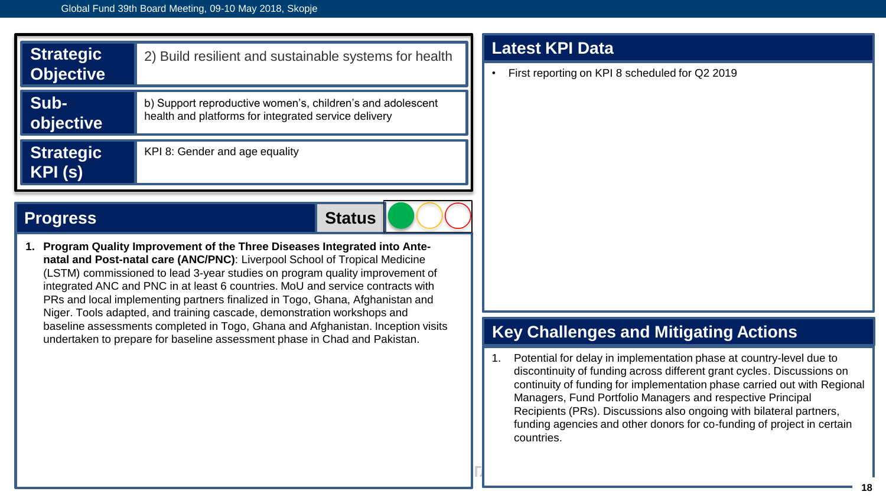| Strategic Objective | 2) Build resilient and sustainable systems for health |
| --- | --- |
| Sub-objective | b) Support reproductive women's, children's and adolescent health and platforms for integrated service delivery |
| Strategic KPI (s) | KPI 8: Gender and age equality |

## Progress

**Status**

1. **Program Quality Improvement of the Three Diseases Integrated into Ante-natal and Post-natal care (ANC/PNC)**: Liverpool School of Tropical Medicine (LSTM) commissioned to lead 3-year studies on program quality improvement of integrated ANC and PNC in at least 6 countries. MoU and service contracts with PRs and local implementing partners finalized in Togo, Ghana, Afghanistan and Niger. Tools adapted, and training cascade, demonstration workshops and baseline assessments completed in Togo, Ghana and Afghanistan. Inception visits undertaken to prepare for baseline assessment phase in Chad and Pakistan.

## Latest KPI Data

- First reporting on KPI 8 scheduled for Q2 2019

## Key Challenges and Mitigating Actions

1. Potential for delay in implementation phase at country-level due to discontinuity of funding across different grant cycles. Discussions on continuity of funding for implementation phase carried out with Regional Managers, Fund Portfolio Managers and respective Principal Recipients (PRs). Discussions also ongoing with bilateral partners, funding agencies and other donors for co-funding of project in certain countries.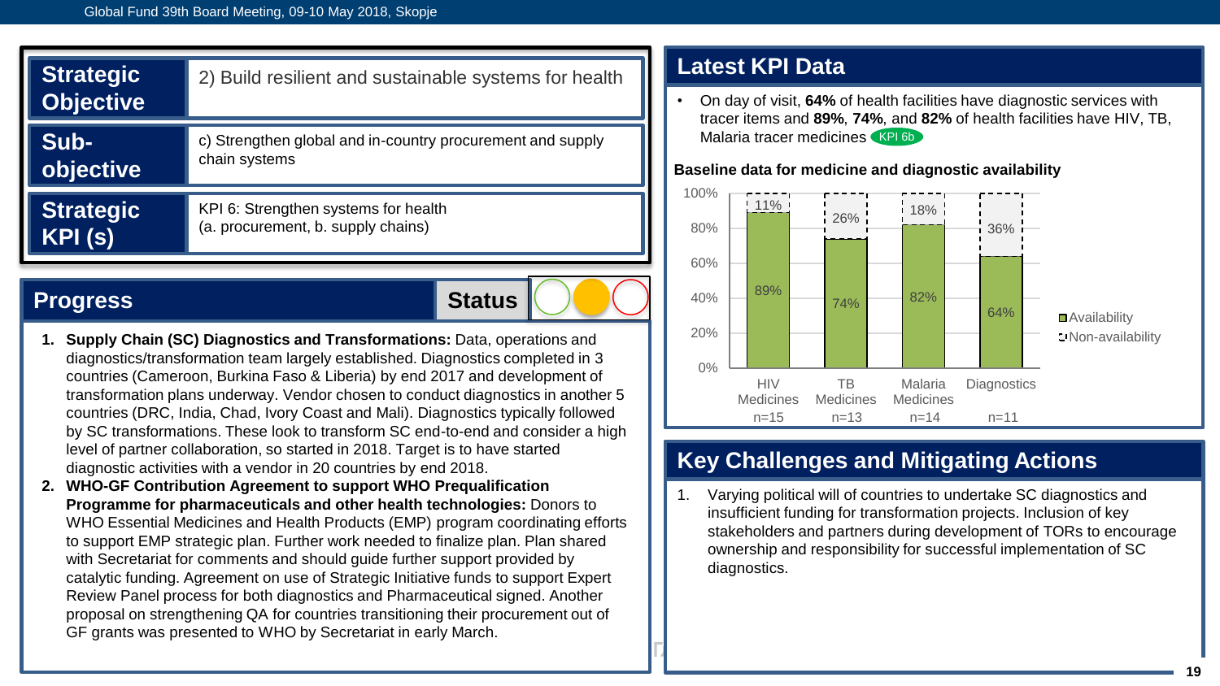| | |
|---|---|
| **Strategic Objective** | 2) Build resilient and sustainable systems for health |
| **Sub-objective** | c) Strengthen global and in-country procurement and supply chain systems |
| **Strategic KPI (s)** | KPI 6: Strengthen systems for health (a. procurement, b. supply chains) |

## Progress

**Status**

1. **Supply Chain (SC) Diagnostics and Transformations:** Data, operations and diagnostics/transformation team largely established. Diagnostics completed in 3 countries (Cameroon, Burkina Faso & Liberia) by end 2017 and development of transformation plans underway. Vendor chosen to conduct diagnostics in another 5 countries (DRC, India, Chad, Ivory Coast and Mali). Diagnostics typically followed by SC transformations. These look to transform SC end-to-end and consider a high level of partner collaboration, so started in 2018. Target is to have started diagnostic activities with a vendor in 20 countries by end 2018.
2. **WHO-GF Contribution Agreement to support WHO Prequalification Programme for pharmaceuticals and other health technologies:** Donors to WHO Essential Medicines and Health Products (EMP) program coordinating efforts to support EMP strategic plan. Further work needed to finalize plan. Plan shared with Secretariat for comments and should guide further support provided by catalytic funding. Agreement on use of Strategic Initiative funds to support Expert Review Panel process for both diagnostics and Pharmaceutical signed. Another proposal on strengthening QA for countries transitioning their procurement out of GF grants was presented to WHO by Secretariat in early March.

## Latest KPI Data

- On day of visit, **64%** of health facilities have diagnostic services with tracer items and **89%**, **74%**, and **82%** of health facilities have HIV, TB, Malaria tracer medicines KPI 6b

**Baseline data for medicine and diagnostic availability**

| | HIV Medicines (n=15) | TB Medicines (n=13) | Malaria Medicines (n=14) | Diagnostics (n=11) |
|---|---|---|---|---|
| Availability | 89% | 74% | 82% | 64% |
| Non-availability | 11% | 26% | 18% | 36% |

## Key Challenges and Mitigating Actions

1. Varying political will of countries to undertake SC diagnostics and insufficient funding for transformation projects. Inclusion of key stakeholders and partners during development of TORs to encourage ownership and responsibility for successful implementation of SC diagnostics.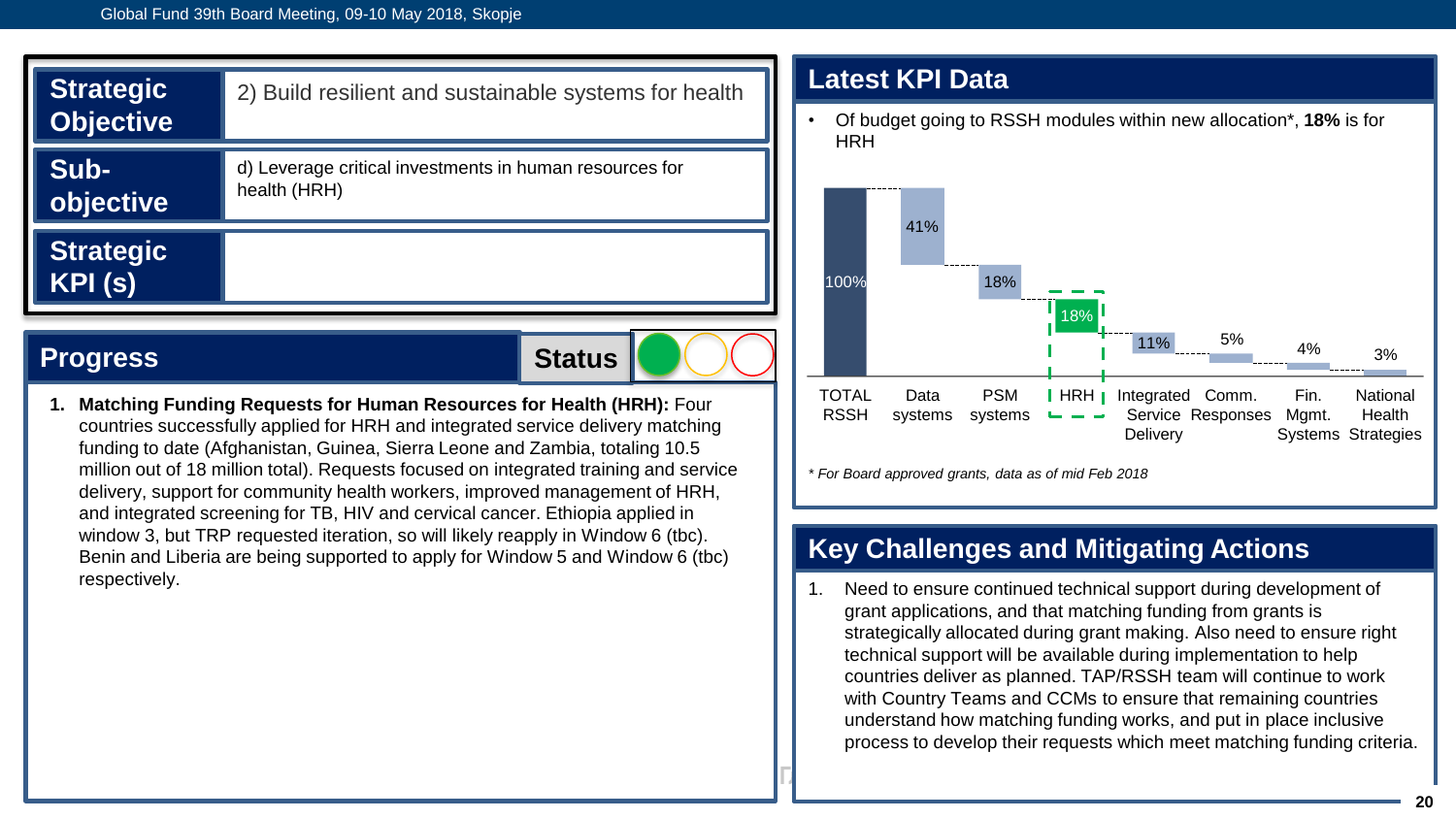| Strategic Objective | 2) Build resilient and sustainable systems for health |
|---|---|
| Sub-objective | d) Leverage critical investments in human resources for health (HRH) |
| Strategic KPI (s) | |

## Progress

**Status**

1. **Matching Funding Requests for Human Resources for Health (HRH):** Four countries successfully applied for HRH and integrated service delivery matching funding to date (Afghanistan, Guinea, Sierra Leone and Zambia, totaling 10.5 million out of 18 million total). Requests focused on integrated training and service delivery, support for community health workers, improved management of HRH, and integrated screening for TB, HIV and cervical cancer. Ethiopia applied in window 3, but TRP requested iteration, so will likely reapply in Window 6 (tbc). Benin and Liberia are being supported to apply for Window 5 and Window 6 (tbc) respectively.

## Latest KPI Data

- Of budget going to RSSH modules within new allocation*, **18%** is for HRH

| Module | Share |
|---|---|
| TOTAL RSSH | 100% |
| Data systems | 41% |
| PSM systems | 18% |
| HRH | 18% |
| Integrated Service Delivery | 11% |
| Comm. Responses | 5% |
| Fin. Mgmt. Systems | 4% |
| National Health Strategies | 3% |

*\* For Board approved grants, data as of mid Feb 2018*

## Key Challenges and Mitigating Actions

1. Need to ensure continued technical support during development of grant applications, and that matching funding from grants is strategically allocated during grant making. Also need to ensure right technical support will be available during implementation to help countries deliver as planned. TAP/RSSH team will continue to work with Country Teams and CCMs to ensure that remaining countries understand how matching funding works, and put in place inclusive process to develop their requests which meet matching funding criteria.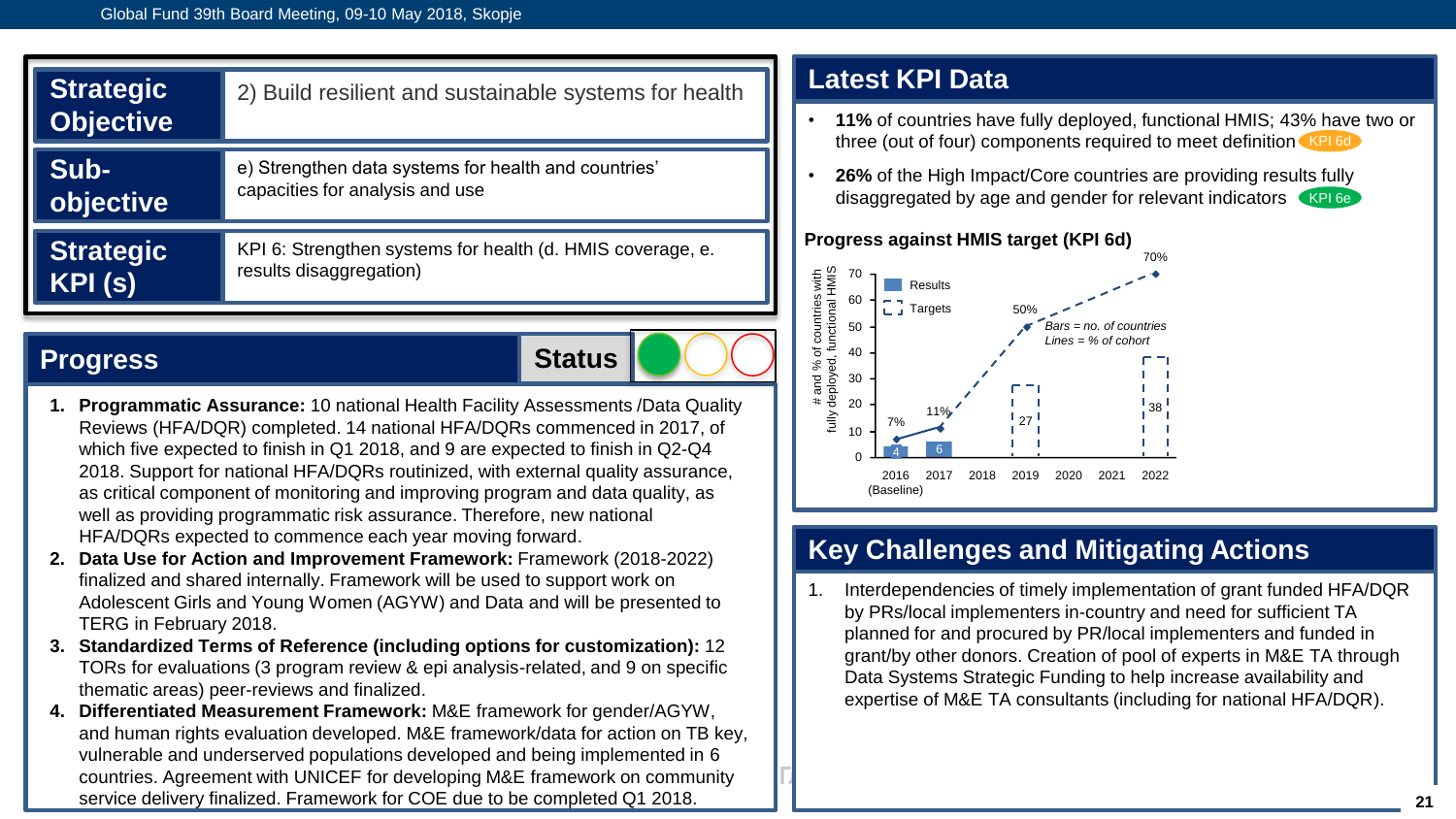| Strategic Objective | 2) Build resilient and sustainable systems for health |
| --- | --- |
| Sub-objective | e) Strengthen data systems for health and countries' capacities for analysis and use |
| Strategic KPI (s) | KPI 6: Strengthen systems for health (d. HMIS coverage, e. results disaggregation) |

## Progress

**Status**

1. **Programmatic Assurance:** 10 national Health Facility Assessments /Data Quality Reviews (HFA/DQR) completed. 14 national HFA/DQRs commenced in 2017, of which five expected to finish in Q1 2018, and 9 are expected to finish in Q2-Q4 2018. Support for national HFA/DQRs routinized, with external quality assurance, as critical component of monitoring and improving program and data quality, as well as providing programmatic risk assurance. Therefore, new national HFA/DQRs expected to commence each year moving forward.
2. **Data Use for Action and Improvement Framework:** Framework (2018-2022) finalized and shared internally. Framework will be used to support work on Adolescent Girls and Young Women (AGYW) and Data and will be presented to TERG in February 2018.
3. **Standardized Terms of Reference (including options for customization):** 12 TORs for evaluations (3 program review & epi analysis-related, and 9 on specific thematic areas) peer-reviews and finalized.
4. **Differentiated Measurement Framework:** M&E framework for gender/AGYW, and human rights evaluation developed. M&E framework/data for action on TB key, vulnerable and underserved populations developed and being implemented in 6 countries. Agreement with UNICEF for developing M&E framework on community service delivery finalized. Framework for COE due to be completed Q1 2018.

## Latest KPI Data

- **11%** of countries have fully deployed, functional HMIS; 43% have two or three (out of four) components required to meet definition KPI 6d
- **26%** of the High Impact/Core countries are providing results fully disaggregated by age and gender for relevant indicators KPI 6e

### Progress against HMIS target (KPI 6d)

*Bars = no. of countries; Lines = % of cohort*

| Year | Results (no. of countries) | Targets (no. of countries) | % of cohort |
| --- | --- | --- | --- |
| 2016 (Baseline) | 4 | | 7% |
| 2017 | 6 | | 11% |
| 2019 | | 27 | 50% |
| 2022 | | 38 | 70% |

## Key Challenges and Mitigating Actions

1. Interdependencies of timely implementation of grant funded HFA/DQR by PRs/local implementers in-country and need for sufficient TA planned for and procured by PR/local implementers and funded in grant/by other donors. Creation of pool of experts in M&E TA through Data Systems Strategic Funding to help increase availability and expertise of M&E TA consultants (including for national HFA/DQR).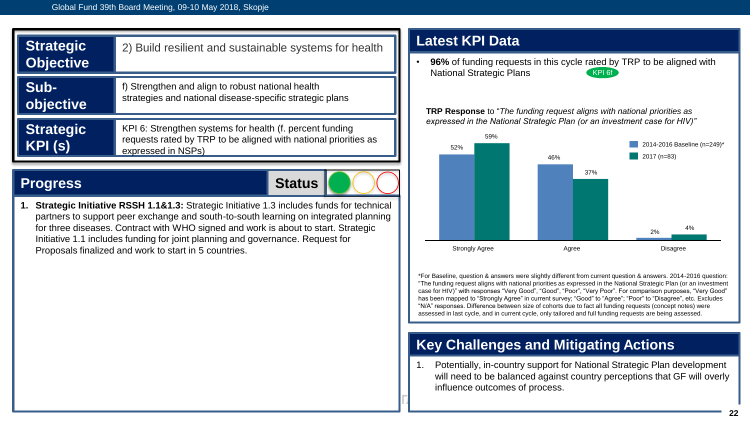| | |
|---|---|
| **Strategic Objective** | 2) Build resilient and sustainable systems for health |
| **Sub-objective** | f) Strengthen and align to robust national health strategies and national disease-specific strategic plans |
| **Strategic KPI (s)** | KPI 6: Strengthen systems for health (f. percent funding requests rated by TRP to be aligned with national priorities as expressed in NSPs) |

## Progress

**Status**

1. **Strategic Initiative RSSH 1.1&1.3:** Strategic Initiative 1.3 includes funds for technical partners to support peer exchange and south-to-south learning on integrated planning for three diseases. Contract with WHO signed and work is about to start. Strategic Initiative 1.1 includes funding for joint planning and governance. Request for Proposals finalized and work to start in 5 countries.

## Latest KPI Data

- **96%** of funding requests in this cycle rated by TRP to be aligned with National Strategic Plans KPI 6f

**TRP Response** to "*The funding request aligns with national priorities as expressed in the National Strategic Plan (or an investment case for HIV)"*

| | 2014-2016 Baseline (n=249)* | 2017 (n=83) |
|---|---|---|
| Strongly Agree | 52% | 59% |
| Agree | 46% | 37% |
| Disagree | 2% | 4% |

*For Baseline, question & answers were slightly different from current question & answers. 2014-2016 question: "The funding request aligns with national priorities as expressed in the National Strategic Plan (or an investment case for HIV)" with responses "Very Good", "Good", "Poor", "Very Poor". For comparison purposes, "Very Good" has been mapped to "Strongly Agree" in current survey; "Good" to "Agree"; "Poor" to "Disagree", etc. Excludes "N/A" responses. Difference between size of cohorts due to fact all funding requests (concept notes) were assessed in last cycle, and in current cycle, only tailored and full funding requests are being assessed.

## Key Challenges and Mitigating Actions

1. Potentially, in-country support for National Strategic Plan development will need to be balanced against country perceptions that GF will overly influence outcomes of process.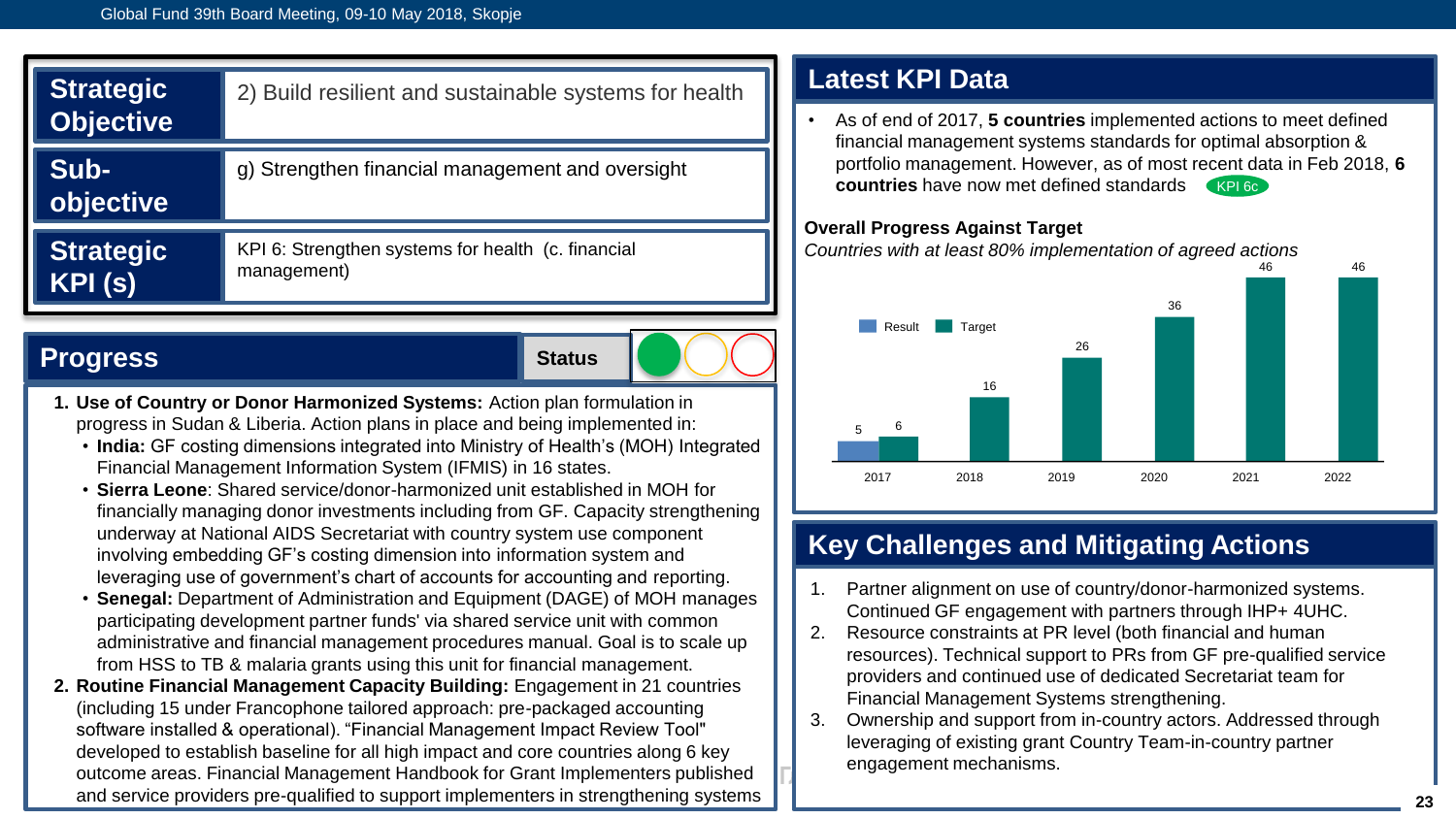| | |
|---|---|
| **Strategic Objective** | 2) Build resilient and sustainable systems for health |
| **Sub-objective** | g) Strengthen financial management and oversight |
| **Strategic KPI (s)** | KPI 6: Strengthen systems for health (c. financial management) |

## Progress

**Status**

1. **Use of Country or Donor Harmonized Systems:** Action plan formulation in progress in Sudan & Liberia. Action plans in place and being implemented in:
   - **India:** GF costing dimensions integrated into Ministry of Health's (MOH) Integrated Financial Management Information System (IFMIS) in 16 states.
   - **Sierra Leone**: Shared service/donor-harmonized unit established in MOH for financially managing donor investments including from GF. Capacity strengthening underway at National AIDS Secretariat with country system use component involving embedding GF's costing dimension into information system and leveraging use of government's chart of accounts for accounting and reporting.
   - **Senegal:** Department of Administration and Equipment (DAGE) of MOH manages participating development partner funds' via shared service unit with common administrative and financial management procedures manual. Goal is to scale up from HSS to TB & malaria grants using this unit for financial management.
2. **Routine Financial Management Capacity Building:** Engagement in 21 countries (including 15 under Francophone tailored approach: pre-packaged accounting software installed & operational). "Financial Management Impact Review Tool" developed to establish baseline for all high impact and core countries along 6 key outcome areas. Financial Management Handbook for Grant Implementers published and service providers pre-qualified to support implementers in strengthening systems

## Latest KPI Data

- As of end of 2017, **5 countries** implemented actions to meet defined financial management systems standards for optimal absorption & portfolio management. However, as of most recent data in Feb 2018, **6 countries** have now met defined standards KPI 6c

**Overall Progress Against Target**

*Countries with at least 80% implementation of agreed actions*

| Year | Result | Target |
|---|---|---|
| 2017 | 5 | 6 |
| 2018 | | 16 |
| 2019 | | 26 |
| 2020 | | 36 |
| 2021 | | 46 |
| 2022 | | 46 |

## Key Challenges and Mitigating Actions

1. Partner alignment on use of country/donor-harmonized systems. Continued GF engagement with partners through IHP+ 4UHC.
2. Resource constraints at PR level (both financial and human resources). Technical support to PRs from GF pre-qualified service providers and continued use of dedicated Secretariat team for Financial Management Systems strengthening.
3. Ownership and support from in-country actors. Addressed through leveraging of existing grant Country Team-in-country partner engagement mechanisms.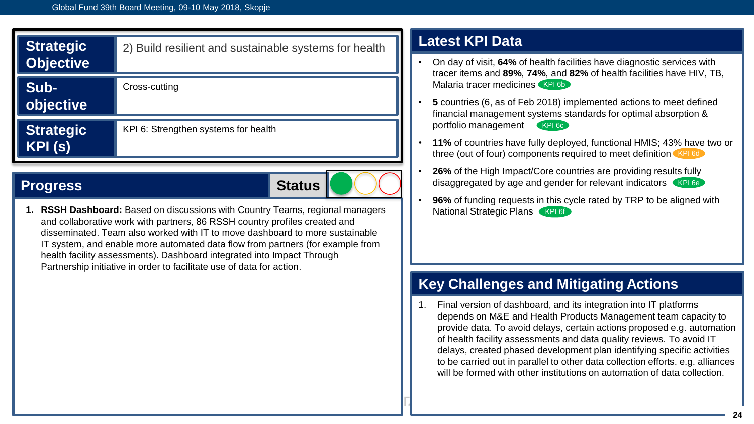| | |
|---|---|
| **Strategic Objective** | 2) Build resilient and sustainable systems for health |
| **Sub-objective** | Cross-cutting |
| **Strategic KPI (s)** | KPI 6: Strengthen systems for health |

## Progress

**Status**

1. **RSSH Dashboard:** Based on discussions with Country Teams, regional managers and collaborative work with partners, 86 RSSH country profiles created and disseminated. Team also worked with IT to move dashboard to more sustainable IT system, and enable more automated data flow from partners (for example from health facility assessments). Dashboard integrated into Impact Through Partnership initiative in order to facilitate use of data for action.

## Latest KPI Data

- On day of visit, **64%** of health facilities have diagnostic services with tracer items and **89%**, **74%**, and **82%** of health facilities have HIV, TB, Malaria tracer medicines KPI 6b
- **5** countries (6, as of Feb 2018) implemented actions to meet defined financial management systems standards for optimal absorption & portfolio management KPI 6c
- **11%** of countries have fully deployed, functional HMIS; 43% have two or three (out of four) components required to meet definition KPI 6d
- **26%** of the High Impact/Core countries are providing results fully disaggregated by age and gender for relevant indicators KPI 6e
- **96%** of funding requests in this cycle rated by TRP to be aligned with National Strategic Plans KPI 6f

## Key Challenges and Mitigating Actions

1. Final version of dashboard, and its integration into IT platforms depends on M&E and Health Products Management team capacity to provide data. To avoid delays, certain actions proposed e.g. automation of health facility assessments and data quality reviews. To avoid IT delays, created phased development plan identifying specific activities to be carried out in parallel to other data collection efforts. e.g. alliances will be formed with other institutions on automation of data collection.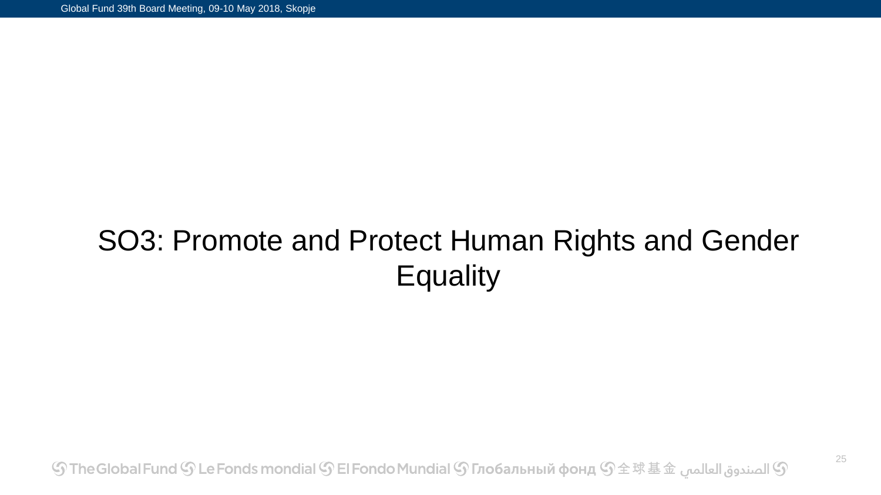# SO3: Promote and Protect Human Rights and Gender Equality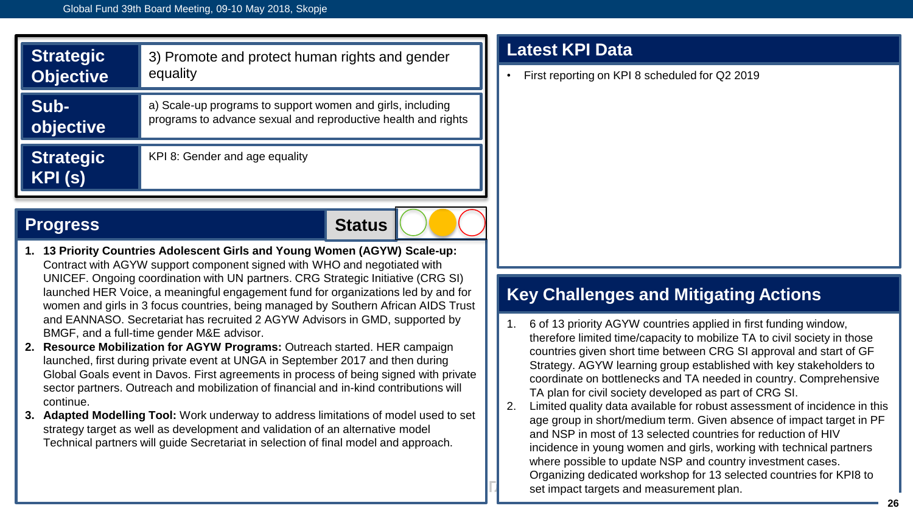| | |
|---|---|
| **Strategic Objective** | 3) Promote and protect human rights and gender equality |
| **Sub-objective** | a) Scale-up programs to support women and girls, including programs to advance sexual and reproductive health and rights |
| **Strategic KPI (s)** | KPI 8: Gender and age equality |

## Progress

**Status**

1. **13 Priority Countries Adolescent Girls and Young Women (AGYW) Scale-up:** Contract with AGYW support component signed with WHO and negotiated with UNICEF. Ongoing coordination with UN partners. CRG Strategic Initiative (CRG SI) launched HER Voice, a meaningful engagement fund for organizations led by and for women and girls in 3 focus countries, being managed by Southern African AIDS Trust and EANNASO. Secretariat has recruited 2 AGYW Advisors in GMD, supported by BMGF, and a full-time gender M&E advisor.
2. **Resource Mobilization for AGYW Programs:** Outreach started. HER campaign launched, first during private event at UNGA in September 2017 and then during Global Goals event in Davos. First agreements in process of being signed with private sector partners. Outreach and mobilization of financial and in-kind contributions will continue.
3. **Adapted Modelling Tool:** Work underway to address limitations of model used to set strategy target as well as development and validation of an alternative model Technical partners will guide Secretariat in selection of final model and approach.

## Latest KPI Data

- First reporting on KPI 8 scheduled for Q2 2019

## Key Challenges and Mitigating Actions

1. 6 of 13 priority AGYW countries applied in first funding window, therefore limited time/capacity to mobilize TA to civil society in those countries given short time between CRG SI approval and start of GF Strategy. AGYW learning group established with key stakeholders to coordinate on bottlenecks and TA needed in country. Comprehensive TA plan for civil society developed as part of CRG SI.
2. Limited quality data available for robust assessment of incidence in this age group in short/medium term. Given absence of impact target in PF and NSP in most of 13 selected countries for reduction of HIV incidence in young women and girls, working with technical partners where possible to update NSP and country investment cases. Organizing dedicated workshop for 13 selected countries for KPI8 to set impact targets and measurement plan.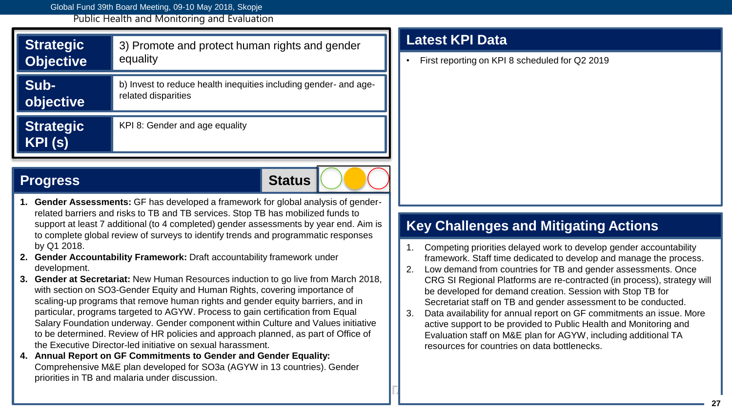Public Health and Monitoring and Evaluation

| | |
|---|---|
| **Strategic Objective** | 3) Promote and protect human rights and gender equality |
| **Sub-objective** | b) Invest to reduce health inequities including gender- and age-related disparities |
| **Strategic KPI (s)** | KPI 8: Gender and age equality |

## Progress

**Status**

1. **Gender Assessments:** GF has developed a framework for global analysis of gender-related barriers and risks to TB and TB services. Stop TB has mobilized funds to support at least 7 additional (to 4 completed) gender assessments by year end. Aim is to complete global review of surveys to identify trends and programmatic responses by Q1 2018.
2. **Gender Accountability Framework:** Draft accountability framework under development.
3. **Gender at Secretariat:** New Human Resources induction to go live from March 2018, with section on SO3-Gender Equity and Human Rights, covering importance of scaling-up programs that remove human rights and gender equity barriers, and in particular, programs targeted to AGYW. Process to gain certification from Equal Salary Foundation underway. Gender component within Culture and Values initiative to be determined. Review of HR policies and approach planned, as part of Office of the Executive Director-led initiative on sexual harassment.
4. **Annual Report on GF Commitments to Gender and Gender Equality:** Comprehensive M&E plan developed for SO3a (AGYW in 13 countries). Gender priorities in TB and malaria under discussion.

## Latest KPI Data

- First reporting on KPI 8 scheduled for Q2 2019

## Key Challenges and Mitigating Actions

1. Competing priorities delayed work to develop gender accountability framework. Staff time dedicated to develop and manage the process.
2. Low demand from countries for TB and gender assessments. Once CRG SI Regional Platforms are re-contracted (in process), strategy will be developed for demand creation. Session with Stop TB for Secretariat staff on TB and gender assessment to be conducted.
3. Data availability for annual report on GF commitments an issue. More active support to be provided to Public Health and Monitoring and Evaluation staff on M&E plan for AGYW, including additional TA resources for countries on data bottlenecks.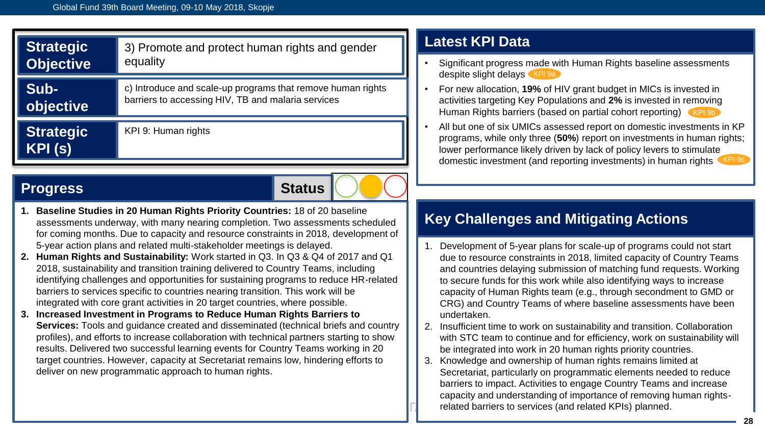| | |
|---|---|
| **Strategic Objective** | 3) Promote and protect human rights and gender equality |
| **Sub-objective** | c) Introduce and scale-up programs that remove human rights barriers to accessing HIV, TB and malaria services |
| **Strategic KPI (s)** | KPI 9: Human rights |

## Progress

**Status**

1. **Baseline Studies in 20 Human Rights Priority Countries:** 18 of 20 baseline assessments underway, with many nearing completion. Two assessments scheduled for coming months. Due to capacity and resource constraints in 2018, development of 5-year action plans and related multi-stakeholder meetings is delayed.
2. **Human Rights and Sustainability:** Work started in Q3. In Q3 & Q4 of 2017 and Q1 2018, sustainability and transition training delivered to Country Teams, including identifying challenges and opportunities for sustaining programs to reduce HR-related barriers to services specific to countries nearing transition. This work will be integrated with core grant activities in 20 target countries, where possible.
3. **Increased Investment in Programs to Reduce Human Rights Barriers to Services:** Tools and guidance created and disseminated (technical briefs and country profiles), and efforts to increase collaboration with technical partners starting to show results. Delivered two successful learning events for Country Teams working in 20 target countries. However, capacity at Secretariat remains low, hindering efforts to deliver on new programmatic approach to human rights.

## Latest KPI Data

- Significant progress made with Human Rights baseline assessments despite slight delays KPI 9a
- For new allocation, **19%** of HIV grant budget in MICs is invested in activities targeting Key Populations and **2%** is invested in removing Human Rights barriers (based on partial cohort reporting) KPI 9b
- All but one of six UMICs assessed report on domestic investments in KP programs, while only three (**50%**) report on investments in human rights; lower performance likely driven by lack of policy levers to stimulate domestic investment (and reporting investments) in human rights KPI 9c

## Key Challenges and Mitigating Actions

1. Development of 5-year plans for scale-up of programs could not start due to resource constraints in 2018, limited capacity of Country Teams and countries delaying submission of matching fund requests. Working to secure funds for this work while also identifying ways to increase capacity of Human Rights team (e.g., through secondment to GMD or CRG) and Country Teams of where baseline assessments have been undertaken.
2. Insufficient time to work on sustainability and transition. Collaboration with STC team to continue and for efficiency, work on sustainability will be integrated into work in 20 human rights priority countries.
3. Knowledge and ownership of human rights remains limited at Secretariat, particularly on programmatic elements needed to reduce barriers to impact. Activities to engage Country Teams and increase capacity and understanding of importance of removing human rights-related barriers to services (and related KPIs) planned.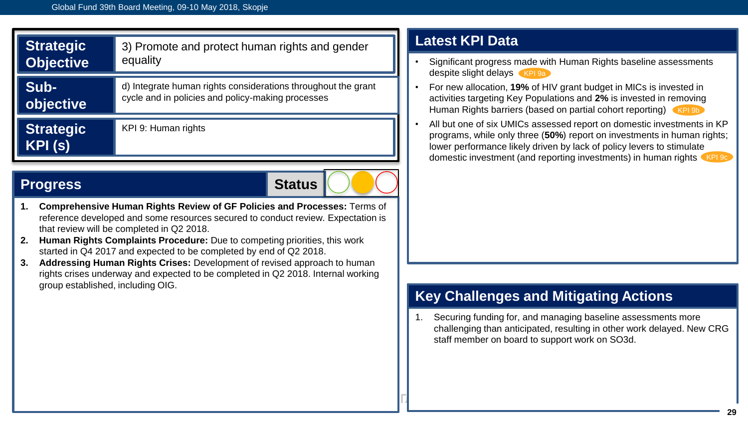| | |
|---|---|
| **Strategic Objective** | 3) Promote and protect human rights and gender equality |
| **Sub-objective** | d) Integrate human rights considerations throughout the grant cycle and in policies and policy-making processes |
| **Strategic KPI (s)** | KPI 9: Human rights |

## Progress

**Status**

1. **Comprehensive Human Rights Review of GF Policies and Processes:** Terms of reference developed and some resources secured to conduct review. Expectation is that review will be completed in Q2 2018.
2. **Human Rights Complaints Procedure:** Due to competing priorities, this work started in Q4 2017 and expected to be completed by end of Q2 2018.
3. **Addressing Human Rights Crises:** Development of revised approach to human rights crises underway and expected to be completed in Q2 2018. Internal working group established, including OIG.

## Latest KPI Data

- Significant progress made with Human Rights baseline assessments despite slight delays KPI 9a
- For new allocation, **19%** of HIV grant budget in MICs is invested in activities targeting Key Populations and **2%** is invested in removing Human Rights barriers (based on partial cohort reporting) KPI 9b
- All but one of six UMICs assessed report on domestic investments in KP programs, while only three (**50%**) report on investments in human rights; lower performance likely driven by lack of policy levers to stimulate domestic investment (and reporting investments) in human rights KPI 9c

## Key Challenges and Mitigating Actions

1. Securing funding for, and managing baseline assessments more challenging than anticipated, resulting in other work delayed. New CRG staff member on board to support work on SO3d.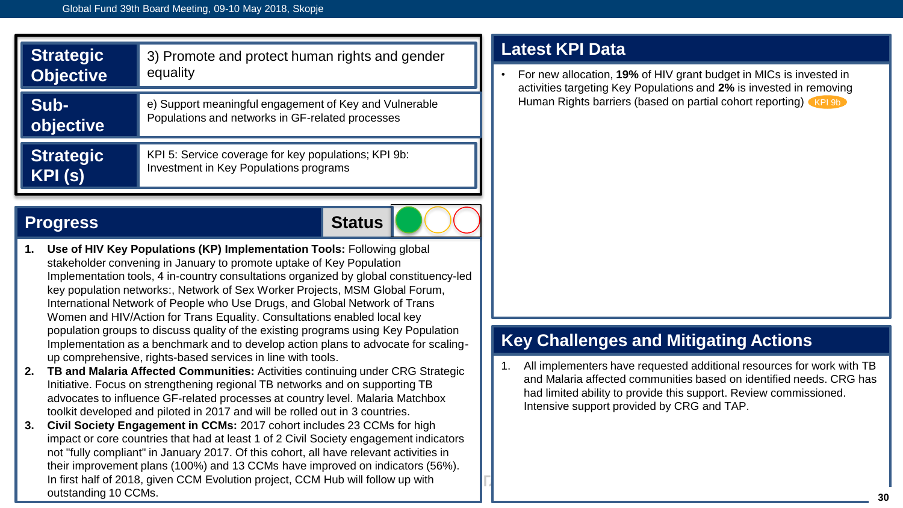| Strategic Objective | 3) Promote and protect human rights and gender equality |
| --- | --- |
| Sub-objective | e) Support meaningful engagement of Key and Vulnerable Populations and networks in GF-related processes |
| Strategic KPI (s) | KPI 5: Service coverage for key populations; KPI 9b: Investment in Key Populations programs |

## Progress

**Status**

1. **Use of HIV Key Populations (KP) Implementation Tools:** Following global stakeholder convening in January to promote uptake of Key Population Implementation tools, 4 in-country consultations organized by global constituency-led key population networks:, Network of Sex Worker Projects, MSM Global Forum, International Network of People who Use Drugs, and Global Network of Trans Women and HIV/Action for Trans Equality. Consultations enabled local key population groups to discuss quality of the existing programs using Key Population Implementation as a benchmark and to develop action plans to advocate for scaling-up comprehensive, rights-based services in line with tools.
2. **TB and Malaria Affected Communities:** Activities continuing under CRG Strategic Initiative. Focus on strengthening regional TB networks and on supporting TB advocates to influence GF-related processes at country level. Malaria Matchbox toolkit developed and piloted in 2017 and will be rolled out in 3 countries.
3. **Civil Society Engagement in CCMs:** 2017 cohort includes 23 CCMs for high impact or core countries that had at least 1 of 2 Civil Society engagement indicators not "fully compliant" in January 2017. Of this cohort, all have relevant activities in their improvement plans (100%) and 13 CCMs have improved on indicators (56%). In first half of 2018, given CCM Evolution project, CCM Hub will follow up with outstanding 10 CCMs.

## Latest KPI Data

- For new allocation, **19%** of HIV grant budget in MICs is invested in activities targeting Key Populations and **2%** is invested in removing Human Rights barriers (based on partial cohort reporting) KPI 9b

## Key Challenges and Mitigating Actions

1. All implementers have requested additional resources for work with TB and Malaria affected communities based on identified needs. CRG has had limited ability to provide this support. Review commissioned. Intensive support provided by CRG and TAP.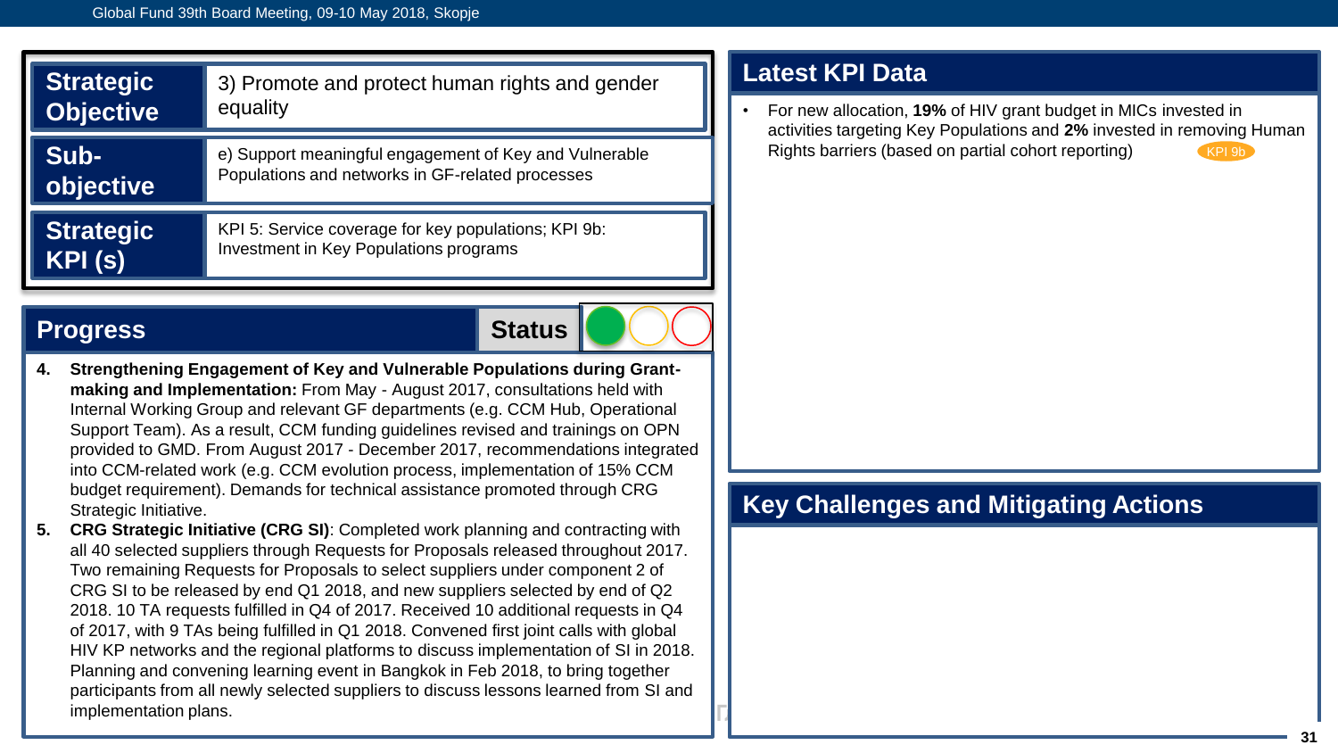| | |
|---|---|
| **Strategic Objective** | 3) Promote and protect human rights and gender equality |
| **Sub-objective** | e) Support meaningful engagement of Key and Vulnerable Populations and networks in GF-related processes |
| **Strategic KPI (s)** | KPI 5: Service coverage for key populations; KPI 9b: Investment in Key Populations programs |

## Progress

**Status**

4. **Strengthening Engagement of Key and Vulnerable Populations during Grant-making and Implementation:** From May - August 2017, consultations held with Internal Working Group and relevant GF departments (e.g. CCM Hub, Operational Support Team). As a result, CCM funding guidelines revised and trainings on OPN provided to GMD. From August 2017 - December 2017, recommendations integrated into CCM-related work (e.g. CCM evolution process, implementation of 15% CCM budget requirement). Demands for technical assistance promoted through CRG Strategic Initiative.
5. **CRG Strategic Initiative (CRG SI)**: Completed work planning and contracting with all 40 selected suppliers through Requests for Proposals released throughout 2017. Two remaining Requests for Proposals to select suppliers under component 2 of CRG SI to be released by end Q1 2018, and new suppliers selected by end of Q2 2018. 10 TA requests fulfilled in Q4 of 2017. Received 10 additional requests in Q4 of 2017, with 9 TAs being fulfilled in Q1 2018. Convened first joint calls with global HIV KP networks and the regional platforms to discuss implementation of SI in 2018. Planning and convening learning event in Bangkok in Feb 2018, to bring together participants from all newly selected suppliers to discuss lessons learned from SI and implementation plans.

## Latest KPI Data

- For new allocation, **19%** of HIV grant budget in MICs invested in activities targeting Key Populations and **2%** invested in removing Human Rights barriers (based on partial cohort reporting) KPI 9b

## Key Challenges and Mitigating Actions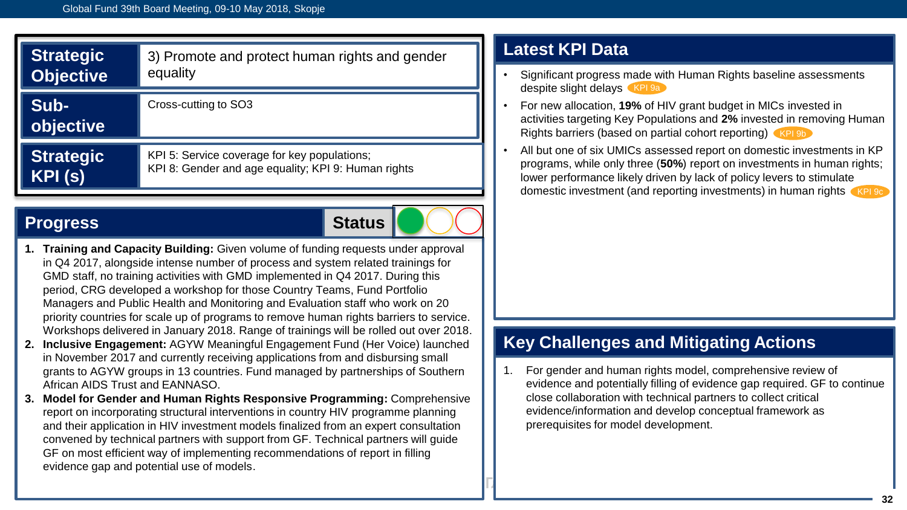| Strategic Objective | 3) Promote and protect human rights and gender equality |
|---|---|
| Sub-objective | Cross-cutting to SO3 |
| Strategic KPI (s) | KPI 5: Service coverage for key populations; KPI 8: Gender and age equality; KPI 9: Human rights |

## Progress

**Status**

1. **Training and Capacity Building:** Given volume of funding requests under approval in Q4 2017, alongside intense number of process and system related trainings for GMD staff, no training activities with GMD implemented in Q4 2017. During this period, CRG developed a workshop for those Country Teams, Fund Portfolio Managers and Public Health and Monitoring and Evaluation staff who work on 20 priority countries for scale up of programs to remove human rights barriers to service. Workshops delivered in January 2018. Range of trainings will be rolled out over 2018.
2. **Inclusive Engagement:** AGYW Meaningful Engagement Fund (Her Voice) launched in November 2017 and currently receiving applications from and disbursing small grants to AGYW groups in 13 countries. Fund managed by partnerships of Southern African AIDS Trust and EANNASO.
3. **Model for Gender and Human Rights Responsive Programming:** Comprehensive report on incorporating structural interventions in country HIV programme planning and their application in HIV investment models finalized from an expert consultation convened by technical partners with support from GF. Technical partners will guide GF on most efficient way of implementing recommendations of report in filling evidence gap and potential use of models.

## Latest KPI Data

- Significant progress made with Human Rights baseline assessments despite slight delays KPI 9a
- For new allocation, **19%** of HIV grant budget in MICs invested in activities targeting Key Populations and **2%** invested in removing Human Rights barriers (based on partial cohort reporting) KPI 9b
- All but one of six UMICs assessed report on domestic investments in KP programs, while only three (**50%**) report on investments in human rights; lower performance likely driven by lack of policy levers to stimulate domestic investment (and reporting investments) in human rights KPI 9c

## Key Challenges and Mitigating Actions

1. For gender and human rights model, comprehensive review of evidence and potentially filling of evidence gap required. GF to continue close collaboration with technical partners to collect critical evidence/information and develop conceptual framework as prerequisites for model development.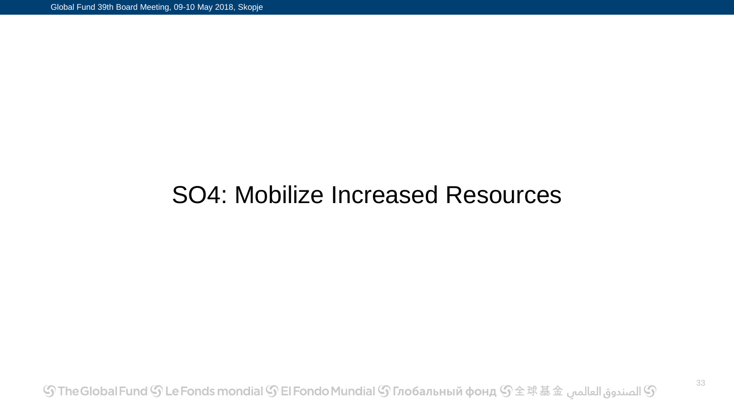# SO4: Mobilize Increased Resources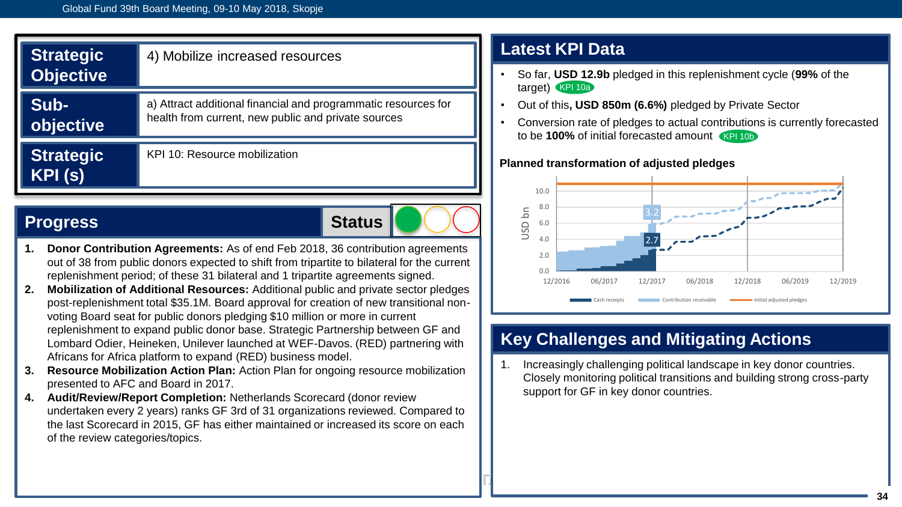| | |
|---|---|
| **Strategic Objective** | 4) Mobilize increased resources |
| **Sub-objective** | a) Attract additional financial and programmatic resources for health from current, new public and private sources |
| **Strategic KPI (s)** | KPI 10: Resource mobilization |

## Progress

**Status**

1. **Donor Contribution Agreements:** As of end Feb 2018, 36 contribution agreements out of 38 from public donors expected to shift from tripartite to bilateral for the current replenishment period; of these 31 bilateral and 1 tripartite agreements signed.
2. **Mobilization of Additional Resources:** Additional public and private sector pledges post-replenishment total $35.1M. Board approval for creation of new transitional non-voting Board seat for public donors pledging $10 million or more in current replenishment to expand public donor base. Strategic Partnership between GF and Lombard Odier, Heineken, Unilever launched at WEF-Davos. (RED) partnering with Africans for Africa platform to expand (RED) business model.
3. **Resource Mobilization Action Plan:** Action Plan for ongoing resource mobilization presented to AFC and Board in 2017.
4. **Audit/Review/Report Completion:** Netherlands Scorecard (donor review undertaken every 2 years) ranks GF 3rd of 31 organizations reviewed. Compared to the last Scorecard in 2015, GF has either maintained or increased its score on each of the review categories/topics.

## Latest KPI Data

- So far, **USD 12.9b** pledged in this replenishment cycle (**99%** of the target) KPI 10a
- Out of this**, USD 850m (6.6%)** pledged by Private Sector
- Conversion rate of pledges to actual contributions is currently forecasted to be **100%** of initial forecasted amount KPI 10b

**Planned transformation of adjusted pledges**

USD bn; 0.0 – 10.0; 12/2016 – 12/2019; values 3.2 and 2.7 at 12/2017

Legend: Cash receipts, Contribution receivable, Initial adjusted pledges

## Key Challenges and Mitigating Actions

1. Increasingly challenging political landscape in key donor countries. Closely monitoring political transitions and building strong cross-party support for GF in key donor countries.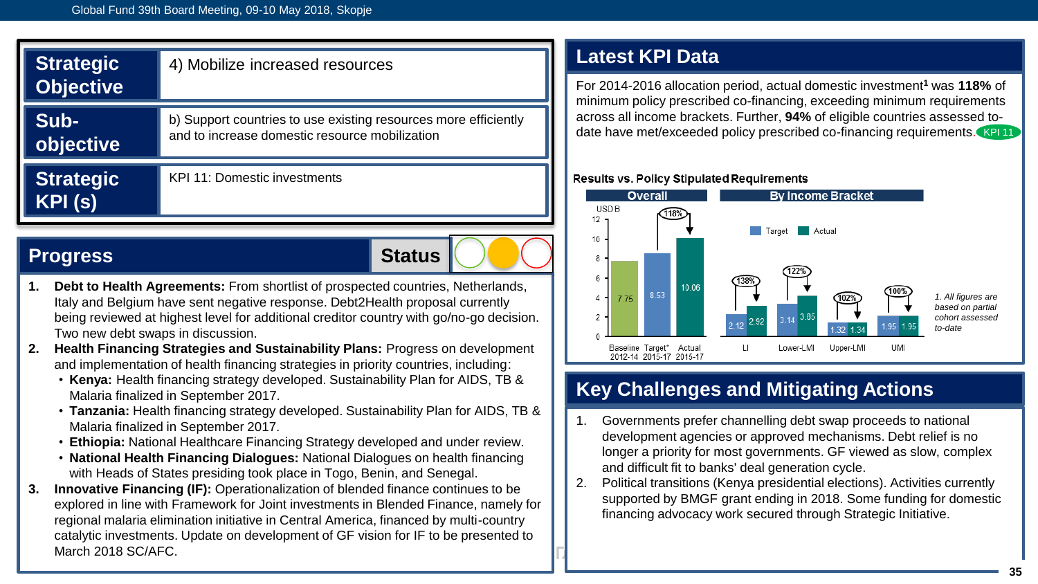| Strategic Objective | 4) Mobilize increased resources |
|---|---|
| Sub-objective | b) Support countries to use existing resources more efficiently and to increase domestic resource mobilization |
| Strategic KPI (s) | KPI 11: Domestic investments |

## Progress

**Status**

1. **Debt to Health Agreements:** From shortlist of prospected countries, Netherlands, Italy and Belgium have sent negative response. Debt2Health proposal currently being reviewed at highest level for additional creditor country with go/no-go decision. Two new debt swaps in discussion.
2. **Health Financing Strategies and Sustainability Plans:** Progress on development and implementation of health financing strategies in priority countries, including:
   - **Kenya:** Health financing strategy developed. Sustainability Plan for AIDS, TB & Malaria finalized in September 2017.
   - **Tanzania:** Health financing strategy developed. Sustainability Plan for AIDS, TB & Malaria finalized in September 2017.
   - **Ethiopia:** National Healthcare Financing Strategy developed and under review.
   - **National Health Financing Dialogues:** National Dialogues on health financing with Heads of States presiding took place in Togo, Benin, and Senegal.
3. **Innovative Financing (IF):** Operationalization of blended finance continues to be explored in line with Framework for Joint investments in Blended Finance, namely for regional malaria elimination initiative in Central America, financed by multi-country catalytic investments. Update on development of GF vision for IF to be presented to March 2018 SC/AFC.

## Latest KPI Data

For 2014-2016 allocation period, actual domestic investment[1] was **118%** of minimum policy prescribed co-financing, exceeding minimum requirements across all income brackets. Further, **94%** of eligible countries assessed to-date have met/exceeded policy prescribed co-financing requirements. KPI 11

**Results vs. Policy Stipulated Requirements**

Overall (USD B):

| | Baseline 2012-14 | Target* 2015-17 | Actual 2015-17 |
|---|---|---|---|
| USD B | 7.75 | 8.53 | 10.06 |

Actual vs. Target: 118%

By Income Bracket:

| | LI | Lower-LMI | Upper-LMI | UMI |
|---|---|---|---|---|
| Target | 2.12 | 3.14 | 1.32 | 1.95 |
| Actual | 2.92 | 3.85 | 1.34 | 1.95 |
| % | 138% | 122% | 102% | 100% |

1. All figures are based on partial cohort assessed to-date

## Key Challenges and Mitigating Actions

1. Governments prefer channelling debt swap proceeds to national development agencies or approved mechanisms. Debt relief is no longer a priority for most governments. GF viewed as slow, complex and difficult fit to banks' deal generation cycle.
2. Political transitions (Kenya presidential elections). Activities currently supported by BMGF grant ending in 2018. Some funding for domestic financing advocacy work secured through Strategic Initiative.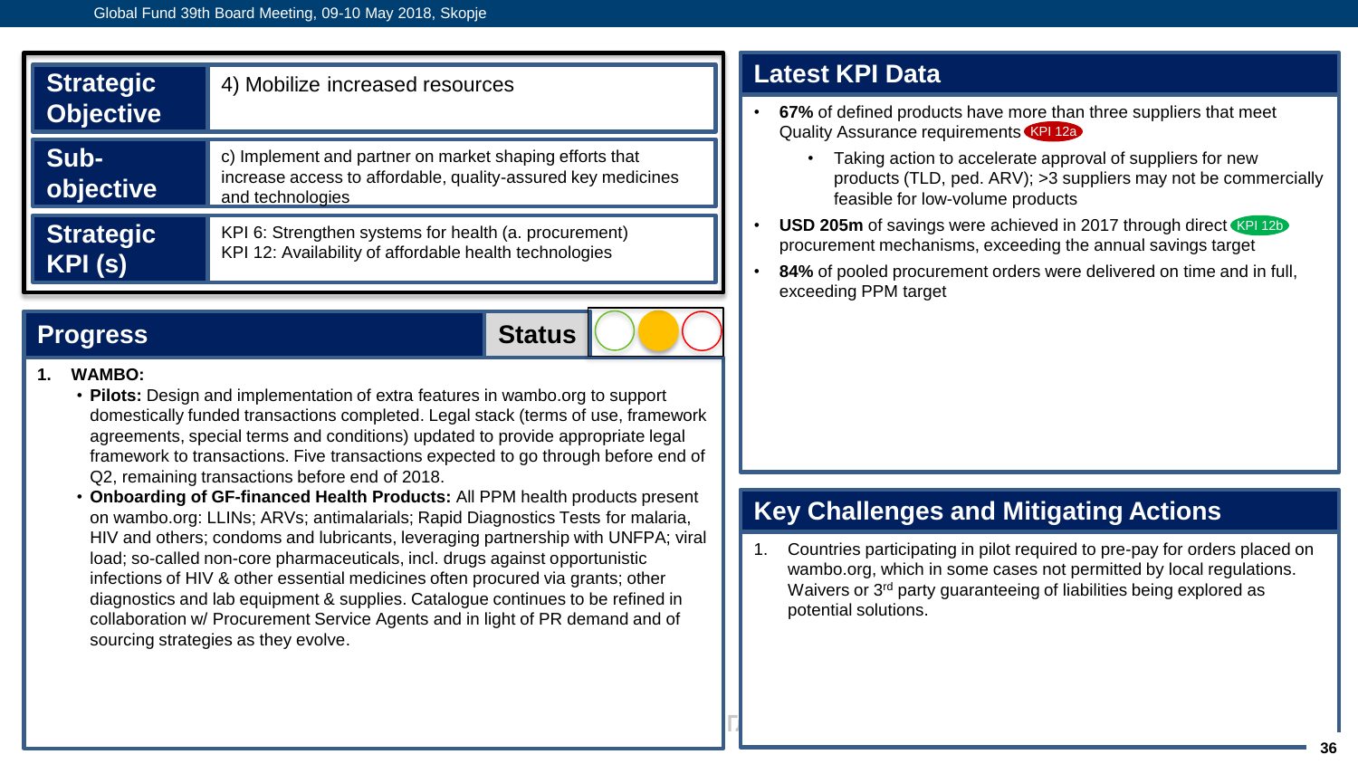| Strategic Objective | 4) Mobilize increased resources |
| --- | --- |
| Sub-objective | c) Implement and partner on market shaping efforts that increase access to affordable, quality-assured key medicines and technologies |
| Strategic KPI (s) | KPI 6: Strengthen systems for health (a. procurement)<br>KPI 12: Availability of affordable health technologies |

## Progress

**Status**

1. **WAMBO:**
   - **Pilots:** Design and implementation of extra features in wambo.org to support domestically funded transactions completed. Legal stack (terms of use, framework agreements, special terms and conditions) updated to provide appropriate legal framework to transactions. Five transactions expected to go through before end of Q2, remaining transactions before end of 2018.
   - **Onboarding of GF-financed Health Products:** All PPM health products present on wambo.org: LLINs; ARVs; antimalarials; Rapid Diagnostics Tests for malaria, HIV and others; condoms and lubricants, leveraging partnership with UNFPA; viral load; so-called non-core pharmaceuticals, incl. drugs against opportunistic infections of HIV & other essential medicines often procured via grants; other diagnostics and lab equipment & supplies. Catalogue continues to be refined in collaboration w/ Procurement Service Agents and in light of PR demand and of sourcing strategies as they evolve.

## Latest KPI Data

- **67%** of defined products have more than three suppliers that meet Quality Assurance requirements KPI 12a
  - Taking action to accelerate approval of suppliers for new products (TLD, ped. ARV); >3 suppliers may not be commercially feasible for low-volume products
- **USD 205m** of savings were achieved in 2017 through direct KPI 12b procurement mechanisms, exceeding the annual savings target
- **84%** of pooled procurement orders were delivered on time and in full, exceeding PPM target

## Key Challenges and Mitigating Actions

1. Countries participating in pilot required to pre-pay for orders placed on wambo.org, which in some cases not permitted by local regulations. Waivers or 3rd party guaranteeing of liabilities being explored as potential solutions.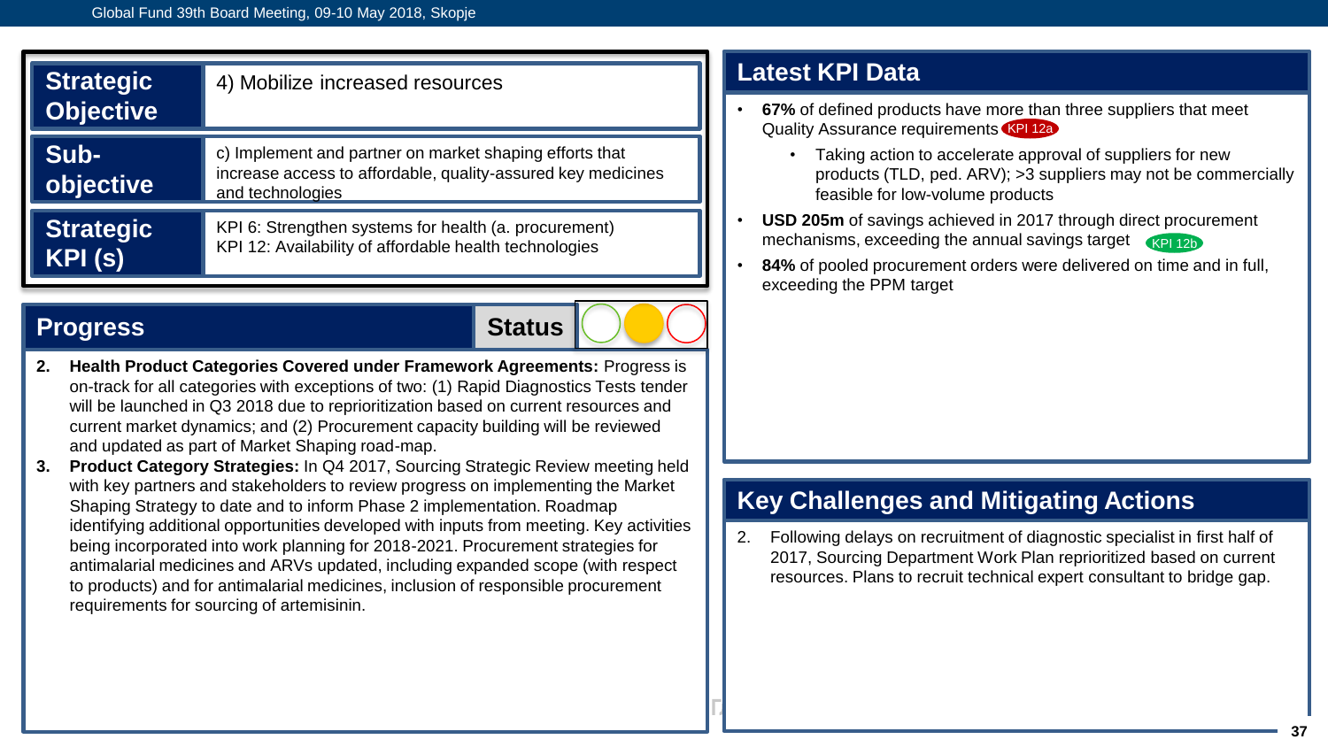| Strategic Objective | 4) Mobilize increased resources |
|---|---|
| Sub-objective | c) Implement and partner on market shaping efforts that increase access to affordable, quality-assured key medicines and technologies |
| Strategic KPI (s) | KPI 6: Strengthen systems for health (a. procurement)<br>KPI 12: Availability of affordable health technologies |

## Progress

**Status**

2. **Health Product Categories Covered under Framework Agreements:** Progress is on-track for all categories with exceptions of two: (1) Rapid Diagnostics Tests tender will be launched in Q3 2018 due to reprioritization based on current resources and current market dynamics; and (2) Procurement capacity building will be reviewed and updated as part of Market Shaping road-map.
3. **Product Category Strategies:** In Q4 2017, Sourcing Strategic Review meeting held with key partners and stakeholders to review progress on implementing the Market Shaping Strategy to date and to inform Phase 2 implementation. Roadmap identifying additional opportunities developed with inputs from meeting. Key activities being incorporated into work planning for 2018-2021. Procurement strategies for antimalarial medicines and ARVs updated, including expanded scope (with respect to products) and for antimalarial medicines, inclusion of responsible procurement requirements for sourcing of artemisinin.

## Latest KPI Data

- **67%** of defined products have more than three suppliers that meet Quality Assurance requirements KPI 12a
  - Taking action to accelerate approval of suppliers for new products (TLD, ped. ARV); >3 suppliers may not be commercially feasible for low-volume products
- **USD 205m** of savings achieved in 2017 through direct procurement mechanisms, exceeding the annual savings target KPI 12b
- **84%** of pooled procurement orders were delivered on time and in full, exceeding the PPM target

## Key Challenges and Mitigating Actions

2. Following delays on recruitment of diagnostic specialist in first half of 2017, Sourcing Department Work Plan reprioritized based on current resources. Plans to recruit technical expert consultant to bridge gap.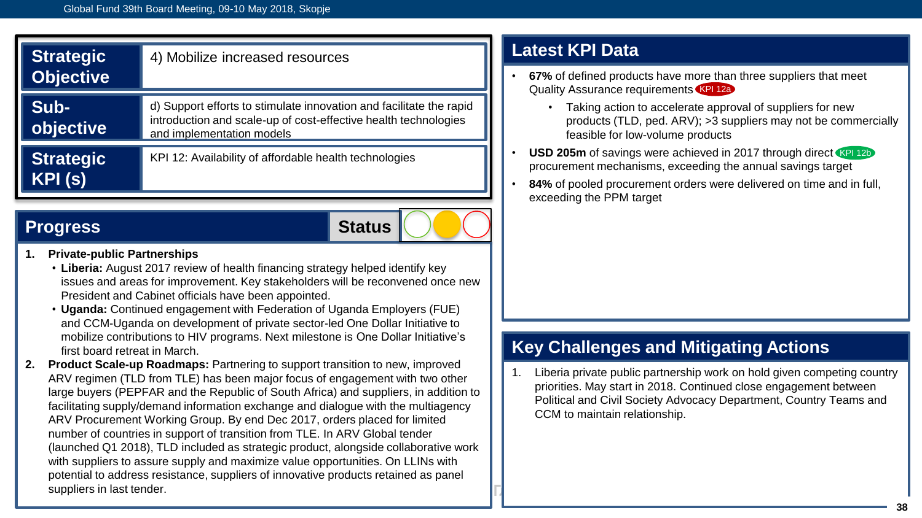| | |
|---|---|
| **Strategic Objective** | 4) Mobilize increased resources |
| **Sub-objective** | d) Support efforts to stimulate innovation and facilitate the rapid introduction and scale-up of cost-effective health technologies and implementation models |
| **Strategic KPI (s)** | KPI 12: Availability of affordable health technologies |

## Progress

**Status**

1. **Private-public Partnerships**
   - **Liberia:** August 2017 review of health financing strategy helped identify key issues and areas for improvement. Key stakeholders will be reconvened once new President and Cabinet officials have been appointed.
   - **Uganda:** Continued engagement with Federation of Uganda Employers (FUE) and CCM-Uganda on development of private sector-led One Dollar Initiative to mobilize contributions to HIV programs. Next milestone is One Dollar Initiative's first board retreat in March.
2. **Product Scale-up Roadmaps:** Partnering to support transition to new, improved ARV regimen (TLD from TLE) has been major focus of engagement with two other large buyers (PEPFAR and the Republic of South Africa) and suppliers, in addition to facilitating supply/demand information exchange and dialogue with the multiagency ARV Procurement Working Group. By end Dec 2017, orders placed for limited number of countries in support of transition from TLE. In ARV Global tender (launched Q1 2018), TLD included as strategic product, alongside collaborative work with suppliers to assure supply and maximize value opportunities. On LLINs with potential to address resistance, suppliers of innovative products retained as panel suppliers in last tender.

## Latest KPI Data

- **67%** of defined products have more than three suppliers that meet Quality Assurance requirements KPI 12a
  - Taking action to accelerate approval of suppliers for new products (TLD, ped. ARV); >3 suppliers may not be commercially feasible for low-volume products
- **USD 205m** of savings were achieved in 2017 through direct procurement mechanisms, exceeding the annual savings target KPI 12b
- **84%** of pooled procurement orders were delivered on time and in full, exceeding the PPM target

## Key Challenges and Mitigating Actions

1. Liberia private public partnership work on hold given competing country priorities. May start in 2018. Continued close engagement between Political and Civil Society Advocacy Department, Country Teams and CCM to maintain relationship.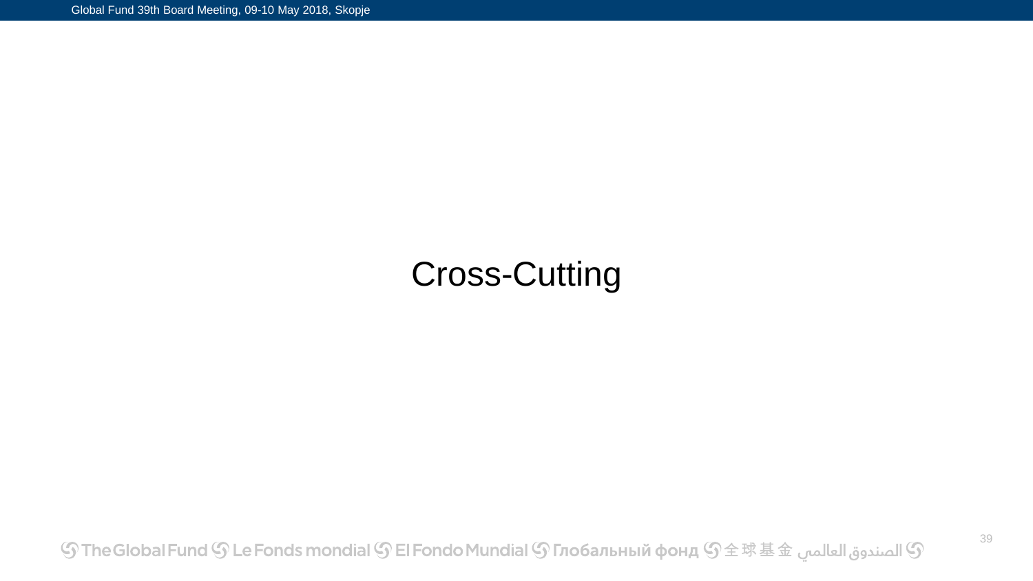# Cross-Cutting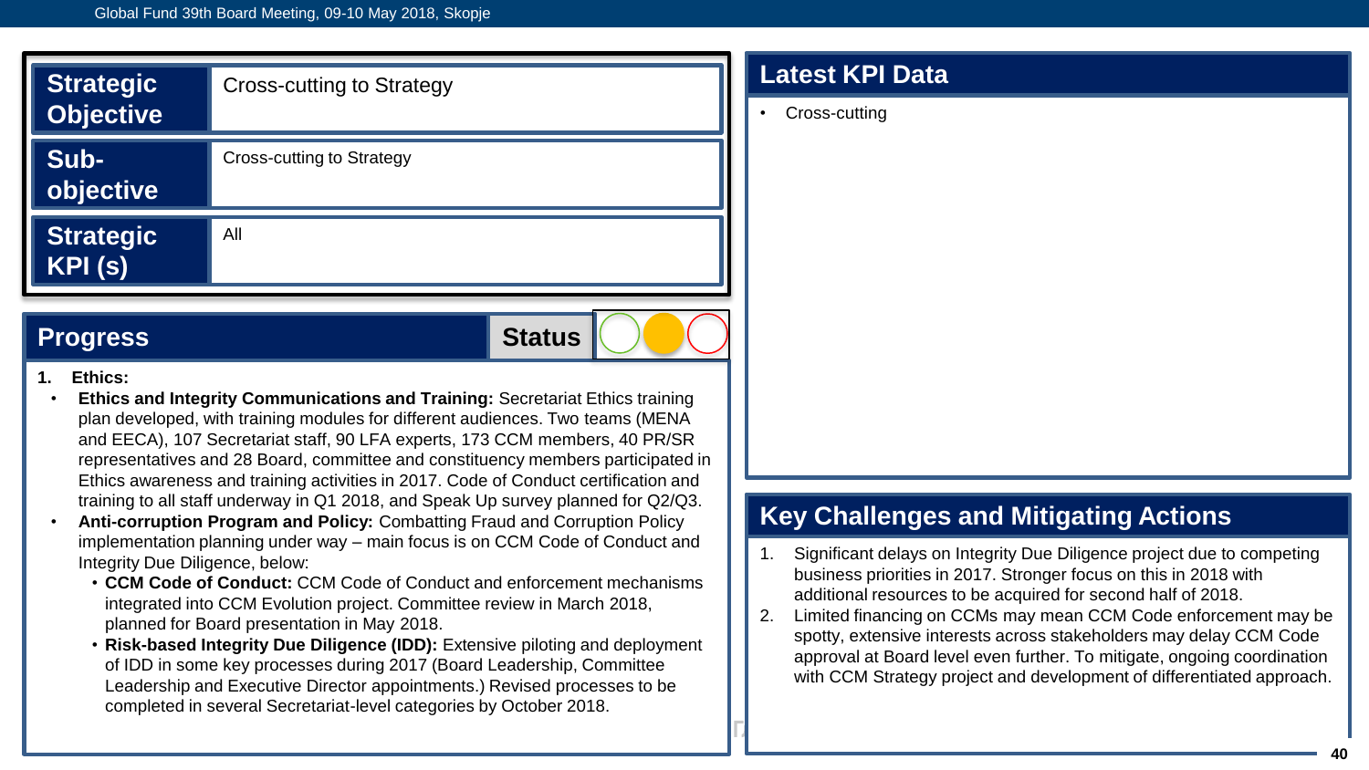| Strategic Objective | Cross-cutting to Strategy |
| --- | --- |
| Sub-objective | Cross-cutting to Strategy |
| Strategic KPI (s) | All |

## Progress

**Status**

1. **Ethics:**
   - **Ethics and Integrity Communications and Training:** Secretariat Ethics training plan developed, with training modules for different audiences. Two teams (MENA and EECA), 107 Secretariat staff, 90 LFA experts, 173 CCM members, 40 PR/SR representatives and 28 Board, committee and constituency members participated in Ethics awareness and training activities in 2017. Code of Conduct certification and training to all staff underway in Q1 2018, and Speak Up survey planned for Q2/Q3.
   - **Anti-corruption Program and Policy:** Combatting Fraud and Corruption Policy implementation planning under way – main focus is on CCM Code of Conduct and Integrity Due Diligence, below:
     - **CCM Code of Conduct:** CCM Code of Conduct and enforcement mechanisms integrated into CCM Evolution project. Committee review in March 2018, planned for Board presentation in May 2018.
     - **Risk-based Integrity Due Diligence (IDD):** Extensive piloting and deployment of IDD in some key processes during 2017 (Board Leadership, Committee Leadership and Executive Director appointments.) Revised processes to be completed in several Secretariat-level categories by October 2018.

## Latest KPI Data

- Cross-cutting

## Key Challenges and Mitigating Actions

1. Significant delays on Integrity Due Diligence project due to competing business priorities in 2017. Stronger focus on this in 2018 with additional resources to be acquired for second half of 2018.
2. Limited financing on CCMs may mean CCM Code enforcement may be spotty, extensive interests across stakeholders may delay CCM Code approval at Board level even further. To mitigate, ongoing coordination with CCM Strategy project and development of differentiated approach.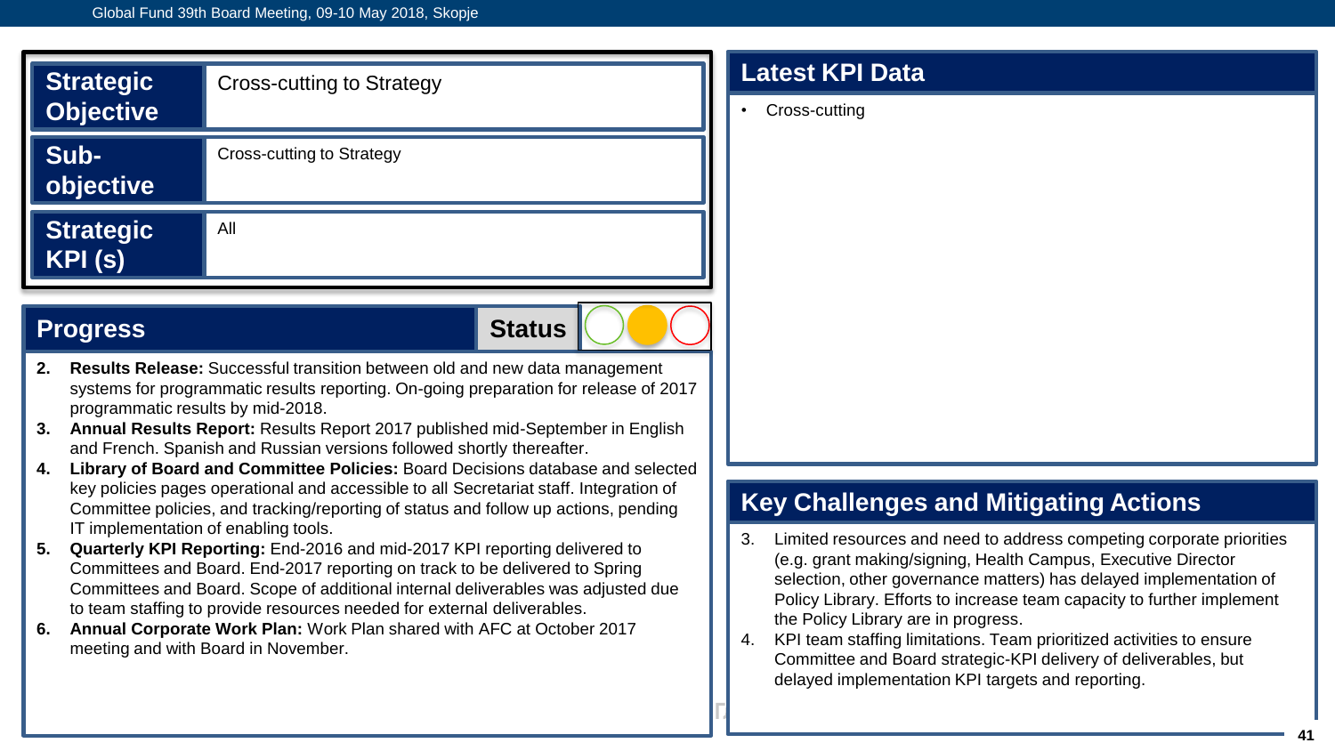| | |
|---|---|
| **Strategic Objective** | Cross-cutting to Strategy |
| **Sub-objective** | Cross-cutting to Strategy |
| **Strategic KPI (s)** | All |

## Progress

**Status**

2. **Results Release:** Successful transition between old and new data management systems for programmatic results reporting. On-going preparation for release of 2017 programmatic results by mid-2018.
3. **Annual Results Report:** Results Report 2017 published mid-September in English and French. Spanish and Russian versions followed shortly thereafter.
4. **Library of Board and Committee Policies:** Board Decisions database and selected key policies pages operational and accessible to all Secretariat staff. Integration of Committee policies, and tracking/reporting of status and follow up actions, pending IT implementation of enabling tools.
5. **Quarterly KPI Reporting:** End-2016 and mid-2017 KPI reporting delivered to Committees and Board. End-2017 reporting on track to be delivered to Spring Committees and Board. Scope of additional internal deliverables was adjusted due to team staffing to provide resources needed for external deliverables.
6. **Annual Corporate Work Plan:** Work Plan shared with AFC at October 2017 meeting and with Board in November.

## Latest KPI Data

- Cross-cutting

## Key Challenges and Mitigating Actions

3. Limited resources and need to address competing corporate priorities (e.g. grant making/signing, Health Campus, Executive Director selection, other governance matters) has delayed implementation of Policy Library. Efforts to increase team capacity to further implement the Policy Library are in progress.
4. KPI team staffing limitations. Team prioritized activities to ensure Committee and Board strategic-KPI delivery of deliverables, but delayed implementation KPI targets and reporting.